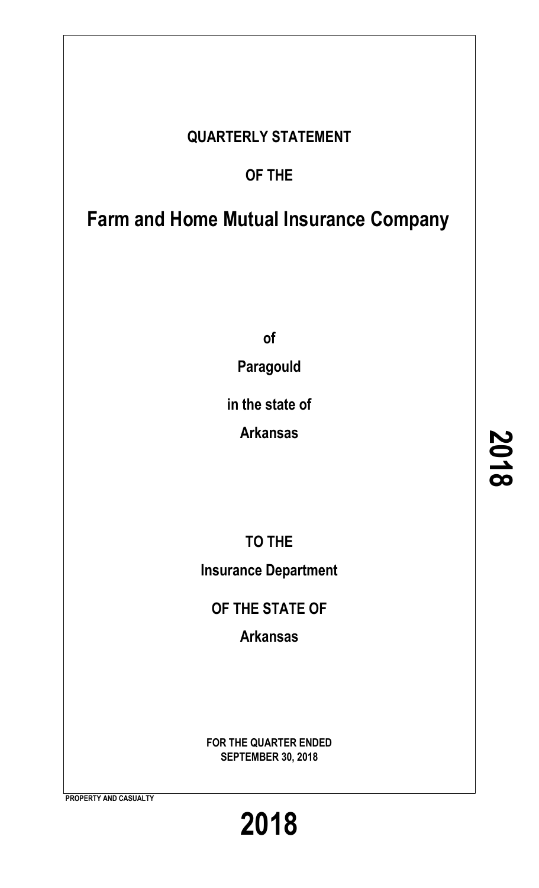**QUARTERLY STATEMENT**

**OF THE**

# Farm and Home Mutual Insurance Company

**of**

**Paragould**

**in the state of**

**Arkansas**

**TO THE**

**Insurance Department**

**OF THE STATE OF**

**Arkansas**

**FOR THE QUARTER ENDED**
**SEPTEMBER 30, 2018**

**PROPERTY AND CASUALTY**

**2018**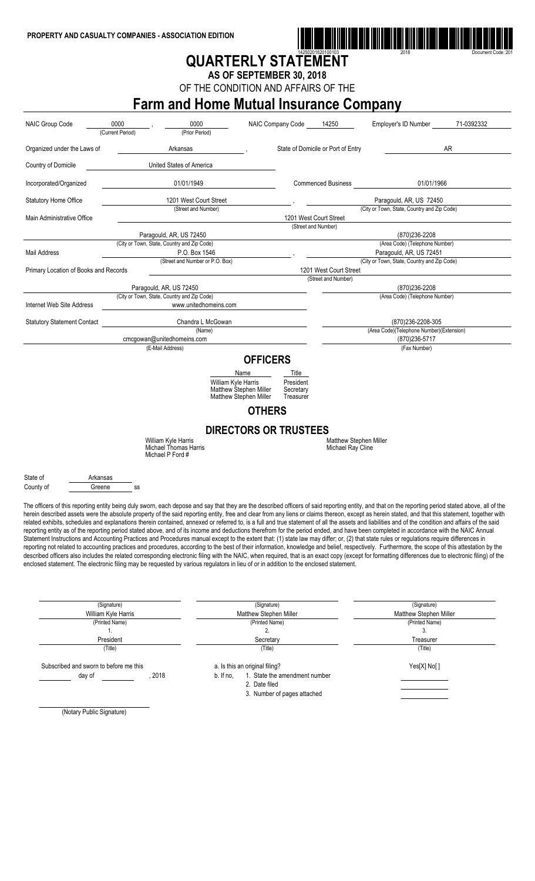PROPERTY AND CASUALTY COMPANIES - ASSOCIATION EDITION

14250201820100103 2018 Document Code: 201

# QUARTERLY STATEMENT

## AS OF SEPTEMBER 30, 2018

OF THE CONDITION AND AFFAIRS OF THE

# Farm and Home Mutual Insurance Company

| | | | | |
|---|---|---|---|---|
| NAIC Group Code | 0000 (Current Period), 0000 (Prior Period) | NAIC Company Code 14250 | Employer's ID Number | 71-0392332 |
| Organized under the Laws of | Arkansas | State of Domicile or Port of Entry | | AR |
| Country of Domicile | United States of America | | | |
| Incorporated/Organized | 01/01/1949 | Commenced Business | | 01/01/1966 |
| Statutory Home Office | 1201 West Court Street (Street and Number) | | Paragould, AR, US 72450 (City or Town, State, Country and Zip Code) | |
| Main Administrative Office | 1201 West Court Street (Street and Number) | | | |
| | Paragould, AR, US 72450 (City or Town, State, Country and Zip Code) | | (870)236-2208 (Area Code) (Telephone Number) | |
| Mail Address | P.O. Box 1546 (Street and Number or P.O. Box) | | Paragould, AR, US 72451 (City or Town, State, Country and Zip Code) | |
| Primary Location of Books and Records | 1201 West Court Street (Street and Number) | | | |
| | Paragould, AR, US 72450 (City or Town, State, Country and Zip Code) | | (870)236-2208 (Area Code) (Telephone Number) | |
| Internet Web Site Address | www.unitedhomeins.com | | | |
| Statutory Statement Contact | Chandra L McGowan (Name) | | (870)236-2208-305 (Area Code)(Telephone Number)(Extension) | |
| | cmcgowan@unitedhomeins.com (E-Mail Address) | | (870)236-5717 (Fax Number) | |

## OFFICERS

| Name | Title |
|---|---|
| William Kyle Harris | President |
| Matthew Stephen Miller | Secretary |
| Matthew Stephen Miller | Treasurer |

## OTHERS

## DIRECTORS OR TRUSTEES

William Kyle Harris
Michael Thomas Harris
Michael P Ford #
Matthew Stephen Miller
Michael Ray Cline

State of Arkansas
County of Greene ss

The officers of this reporting entity being duly sworn, each depose and say that they are the described officers of said reporting entity, and that on the reporting period stated above, all of the herein described assets were the absolute property of the said reporting entity, free and clear from any liens or claims thereon, except as herein stated, and that this statement, together with related exhibits, schedules and explanations therein contained, annexed or referred to, is a full and true statement of all the assets and liabilities and of the condition and affairs of the said reporting entity as of the reporting period stated above, and of its income and deductions therefrom for the period ended, and have been completed in accordance with the NAIC Annual Statement Instructions and Accounting Practices and Procedures manual except to the extent that: (1) state law may differ; or, (2) that state rules or regulations require differences in reporting not related to accounting practices and procedures, according to the best of their information, knowledge and belief, respectively. Furthermore, the scope of this attestation by the described officers also includes the related corresponding electronic filing with the NAIC, when required, that is an exact copy (except for formatting differences due to electronic filing) of the enclosed statement. The electronic filing may be requested by various regulators in lieu of or in addition to the enclosed statement.

| (Signature) | (Signature) | (Signature) |
|---|---|---|
| William Kyle Harris (Printed Name) | Matthew Stephen Miller (Printed Name) | Matthew Stephen Miller (Printed Name) |
| 1. President (Title) | 2. Secretary (Title) | 3. Treasurer (Title) |

Subscribed and sworn to before me this ______ day of ______, 2018

a. Is this an original filing? Yes[X] No[ ]

b. If no,
1. State the amendment number
2. Date filed
3. Number of pages attached

(Notary Public Signature)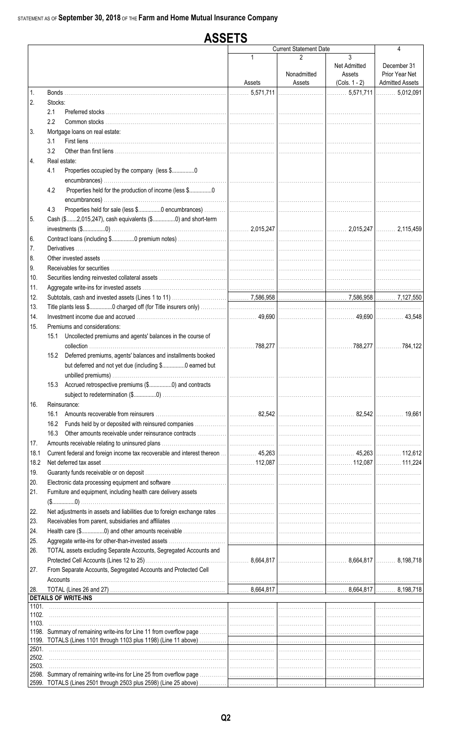STATEMENT AS OF **September 30, 2018** OF THE **Farm and Home Mutual Insurance Company**

# ASSETS

| | | Current Statement Date 1 Assets | 2 Nonadmitted Assets | 3 Net Admitted Assets (Cols. 1 - 2) | 4 December 31 Prior Year Net Admitted Assets |
|---|---|---|---|---|---|
| 1. | Bonds | 5,571,711 | | 5,571,711 | 5,012,091 |
| 2. | Stocks: | | | | |
| | 2.1 Preferred stocks | | | | |
| | 2.2 Common stocks | | | | |
| 3. | Mortgage loans on real estate: | | | | |
| | 3.1 First liens | | | | |
| | 3.2 Other than first liens | | | | |
| 4. | Real estate: | | | | |
| | 4.1 Properties occupied by the company (less $...............0 encumbrances) | | | | |
| | 4.2 Properties held for the production of income (less $...............0 encumbrances) | | | | |
| | 4.3 Properties held for sale (less $...............0 encumbrances) | | | | |
| 5. | Cash ($.......2,015,247), cash equivalents ($...............0) and short-term investments ($...............0) | 2,015,247 | | 2,015,247 | 2,115,459 |
| 6. | Contract loans (including $...............0 premium notes) | | | | |
| 7. | Derivatives | | | | |
| 8. | Other invested assets | | | | |
| 9. | Receivables for securities | | | | |
| 10. | Securities lending reinvested collateral assets | | | | |
| 11. | Aggregate write-ins for invested assets | | | | |
| 12. | Subtotals, cash and invested assets (Lines 1 to 11) | 7,586,958 | | 7,586,958 | 7,127,550 |
| 13. | Title plants less $...............0 charged off (for Title insurers only) | | | | |
| 14. | Investment income due and accrued | 49,690 | | 49,690 | 43,548 |
| 15. | Premiums and considerations: | | | | |
| | 15.1 Uncollected premiums and agents' balances in the course of collection | 788,277 | | 788,277 | 784,122 |
| | 15.2 Deferred premiums, agents' balances and installments booked but deferred and not yet due (including $...............0 earned but unbilled premiums) | | | | |
| | 15.3 Accrued retrospective premiums ($...............0) and contracts subject to redetermination ($...............0) | | | | |
| 16. | Reinsurance: | | | | |
| | 16.1 Amounts recoverable from reinsurers | 82,542 | | 82,542 | 19,661 |
| | 16.2 Funds held by or deposited with reinsured companies | | | | |
| | 16.3 Other amounts receivable under reinsurance contracts | | | | |
| 17. | Amounts receivable relating to uninsured plans | | | | |
| 18.1 | Current federal and foreign income tax recoverable and interest thereon | 45,263 | | 45,263 | 112,612 |
| 18.2 | Net deferred tax asset | 112,087 | | 112,087 | 111,224 |
| 19. | Guaranty funds receivable or on deposit | | | | |
| 20. | Electronic data processing equipment and software | | | | |
| 21. | Furniture and equipment, including health care delivery assets ($...............0) | | | | |
| 22. | Net adjustments in assets and liabilities due to foreign exchange rates | | | | |
| 23. | Receivables from parent, subsidiaries and affiliates | | | | |
| 24. | Health care ($...............0) and other amounts receivable | | | | |
| 25. | Aggregate write-ins for other-than-invested assets | | | | |
| 26. | TOTAL assets excluding Separate Accounts, Segregated Accounts and Protected Cell Accounts (Lines 12 to 25) | 8,664,817 | | 8,664,817 | 8,198,718 |
| 27. | From Separate Accounts, Segregated Accounts and Protected Cell Accounts | | | | |
| 28. | TOTAL (Lines 26 and 27) | 8,664,817 | | 8,664,817 | 8,198,718 |
| | **DETAILS OF WRITE-INS** | | | | |
| 1101. | | | | | |
| 1102. | | | | | |
| 1103. | | | | | |
| 1198. | Summary of remaining write-ins for Line 11 from overflow page | | | | |
| 1199. | TOTALS (Lines 1101 through 1103 plus 1198) (Line 11 above) | | | | |
| 2501. | | | | | |
| 2502. | | | | | |
| 2503. | | | | | |
| 2598. | Summary of remaining write-ins for Line 25 from overflow page | | | | |
| 2599. | TOTALS (Lines 2501 through 2503 plus 2598) (Line 25 above) | | | | |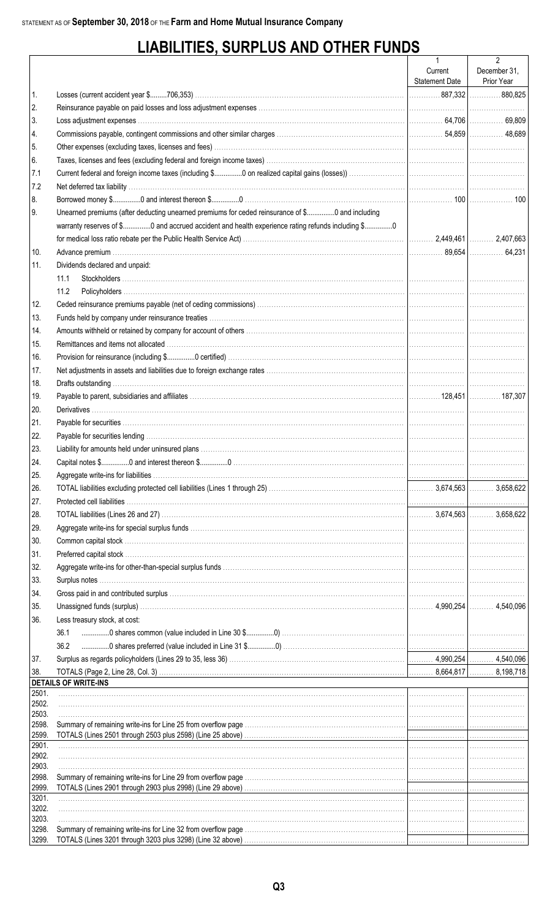STATEMENT AS OF **September 30, 2018** OF THE **Farm and Home Mutual Insurance Company**

# LIABILITIES, SURPLUS AND OTHER FUNDS

| | | 1<br>Current<br>Statement Date | 2<br>December 31,<br>Prior Year |
|---|---|---|---|
| 1. | Losses (current accident year $.........706,353) | 887,332 | 880,825 |
| 2. | Reinsurance payable on paid losses and loss adjustment expenses | | |
| 3. | Loss adjustment expenses | 64,706 | 69,809 |
| 4. | Commissions payable, contingent commissions and other similar charges | 54,859 | 48,689 |
| 5. | Other expenses (excluding taxes, licenses and fees) | | |
| 6. | Taxes, licenses and fees (excluding federal and foreign income taxes) | | |
| 7.1 | Current federal and foreign income taxes (including $..............0 on realized capital gains (losses)) | | |
| 7.2 | Net deferred tax liability | | |
| 8. | Borrowed money $..............0 and interest thereon $..............0 | 100 | 100 |
| 9. | Unearned premiums (after deducting unearned premiums for ceded reinsurance of $..............0 and including warranty reserves of $..............0 and accrued accident and health experience rating refunds including $..............0 for medical loss ratio rebate per the Public Health Service Act) | 2,449,461 | 2,407,663 |
| 10. | Advance premium | 89,654 | 64,231 |
| 11. | Dividends declared and unpaid: | | |
| | 11.1 Stockholders | | |
| | 11.2 Policyholders | | |
| 12. | Ceded reinsurance premiums payable (net of ceding commissions) | | |
| 13. | Funds held by company under reinsurance treaties | | |
| 14. | Amounts withheld or retained by company for account of others | | |
| 15. | Remittances and items not allocated | | |
| 16. | Provision for reinsurance (including $..............0 certified) | | |
| 17. | Net adjustments in assets and liabilities due to foreign exchange rates | | |
| 18. | Drafts outstanding | | |
| 19. | Payable to parent, subsidiaries and affiliates | 128,451 | 187,307 |
| 20. | Derivatives | | |
| 21. | Payable for securities | | |
| 22. | Payable for securities lending | | |
| 23. | Liability for amounts held under uninsured plans | | |
| 24. | Capital notes $..............0 and interest thereon $..............0 | | |
| 25. | Aggregate write-ins for liabilities | | |
| 26. | TOTAL liabilities excluding protected cell liabilities (Lines 1 through 25) | 3,674,563 | 3,658,622 |
| 27. | Protected cell liabilities | | |
| 28. | TOTAL liabilities (Lines 26 and 27) | 3,674,563 | 3,658,622 |
| 29. | Aggregate write-ins for special surplus funds | | |
| 30. | Common capital stock | | |
| 31. | Preferred capital stock | | |
| 32. | Aggregate write-ins for other-than-special surplus funds | | |
| 33. | Surplus notes | | |
| 34. | Gross paid in and contributed surplus | | |
| 35. | Unassigned funds (surplus) | 4,990,254 | 4,540,096 |
| 36. | Less treasury stock, at cost: | | |
| | 36.1 ..............0 shares common (value included in Line 30 $..............0) | | |
| | 36.2 ..............0 shares preferred (value included in Line 31 $..............0) | | |
| 37. | Surplus as regards policyholders (Lines 29 to 35, less 36) | 4,990,254 | 4,540,096 |
| 38. | TOTALS (Page 2, Line 28, Col. 3) | 8,664,817 | 8,198,718 |
| | **DETAILS OF WRITE-INS** | | |
| 2501. | | | |
| 2502. | | | |
| 2503. | | | |
| 2598. | Summary of remaining write-ins for Line 25 from overflow page | | |
| 2599. | TOTALS (Lines 2501 through 2503 plus 2598) (Line 25 above) | | |
| 2901. | | | |
| 2902. | | | |
| 2903. | | | |
| 2998. | Summary of remaining write-ins for Line 29 from overflow page | | |
| 2999. | TOTALS (Lines 2901 through 2903 plus 2998) (Line 29 above) | | |
| 3201. | | | |
| 3202. | | | |
| 3203. | | | |
| 3298. | Summary of remaining write-ins for Line 32 from overflow page | | |
| 3299. | TOTALS (Lines 3201 through 3203 plus 3298) (Line 32 above) | | |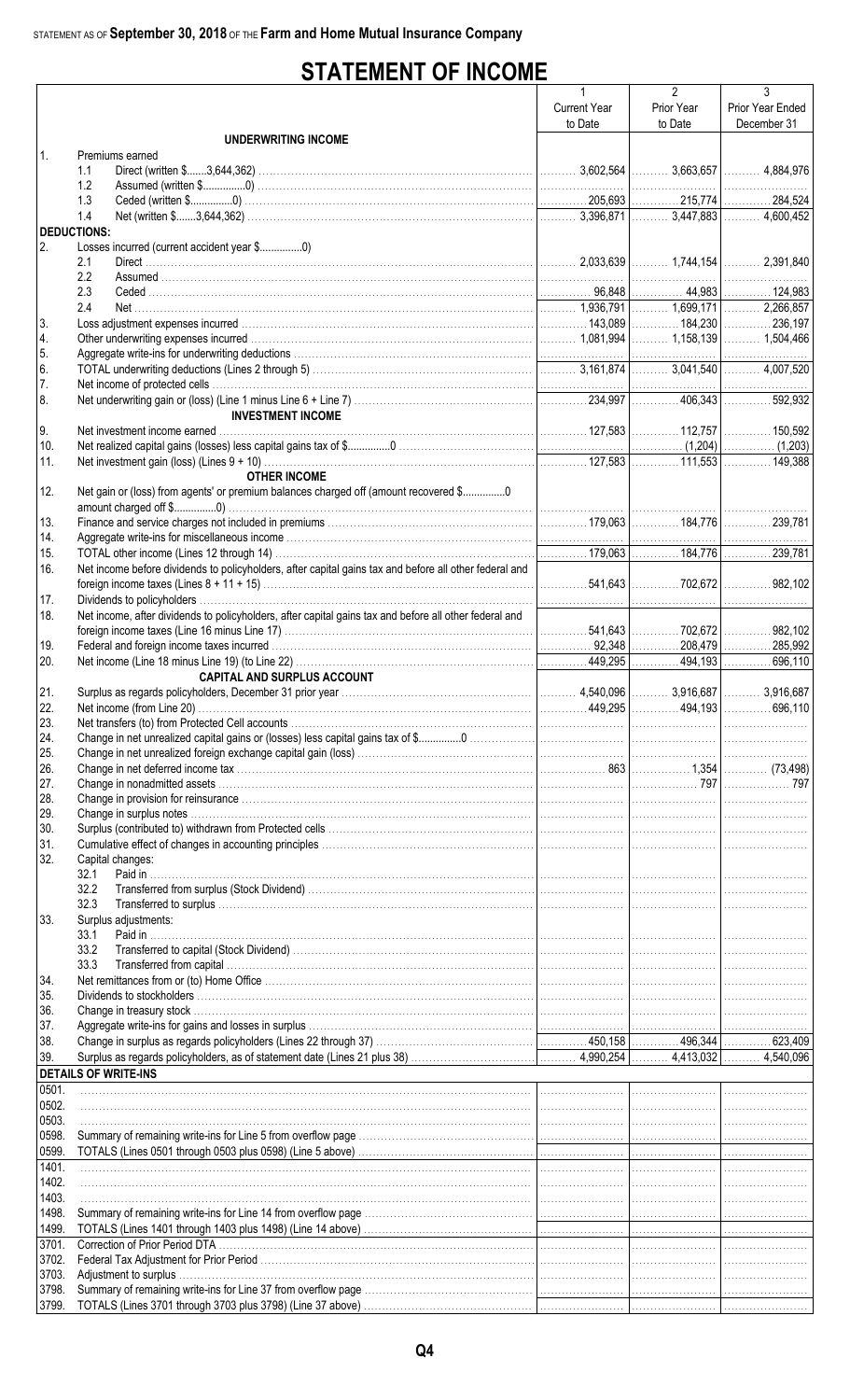STATEMENT AS OF **September 30, 2018** OF THE **Farm and Home Mutual Insurance Company**

# STATEMENT OF INCOME

| | | 1<br>Current Year to Date | 2<br>Prior Year to Date | 3<br>Prior Year Ended December 31 |
|---|---|---|---|---|
| | **UNDERWRITING INCOME** | | | |
| 1. | Premiums earned | | | |
| | 1.1 Direct (written $.......3,644,362) | 3,602,564 | 3,663,657 | 4,884,976 |
| | 1.2 Assumed (written $...............0) | | | |
| | 1.3 Ceded (written $...............0) | 205,693 | 215,774 | 284,524 |
| | 1.4 Net (written $.......3,644,362) | 3,396,871 | 3,447,883 | 4,600,452 |
| | **DEDUCTIONS:** | | | |
| 2. | Losses incurred (current accident year $...............0) | | | |
| | 2.1 Direct | 2,033,639 | 1,744,154 | 2,391,840 |
| | 2.2 Assumed | | | |
| | 2.3 Ceded | 96,848 | 44,983 | 124,983 |
| | 2.4 Net | 1,936,791 | 1,699,171 | 2,266,857 |
| 3. | Loss adjustment expenses incurred | 143,089 | 184,230 | 236,197 |
| 4. | Other underwriting expenses incurred | 1,081,994 | 1,158,139 | 1,504,466 |
| 5. | Aggregate write-ins for underwriting deductions | | | |
| 6. | TOTAL underwriting deductions (Lines 2 through 5) | 3,161,874 | 3,041,540 | 4,007,520 |
| 7. | Net income of protected cells | | | |
| 8. | Net underwriting gain or (loss) (Line 1 minus Line 6 + Line 7) | 234,997 | 406,343 | 592,932 |
| | **INVESTMENT INCOME** | | | |
| 9. | Net investment income earned | 127,583 | 112,757 | 150,592 |
| 10. | Net realized capital gains (losses) less capital gains tax of $...............0 | | (1,204) | (1,203) |
| 11. | Net investment gain (loss) (Lines 9 + 10) | 127,583 | 111,553 | 149,388 |
| | **OTHER INCOME** | | | |
| 12. | Net gain or (loss) from agents' or premium balances charged off (amount recovered $...............0 amount charged off $...............0) | | | |
| 13. | Finance and service charges not included in premiums | 179,063 | 184,776 | 239,781 |
| 14. | Aggregate write-ins for miscellaneous income | | | |
| 15. | TOTAL other income (Lines 12 through 14) | 179,063 | 184,776 | 239,781 |
| 16. | Net income before dividends to policyholders, after capital gains tax and before all other federal and foreign income taxes (Lines 8 + 11 + 15) | 541,643 | 702,672 | 982,102 |
| 17. | Dividends to policyholders | | | |
| 18. | Net income, after dividends to policyholders, after capital gains tax and before all other federal and foreign income taxes (Line 16 minus Line 17) | 541,643 | 702,672 | 982,102 |
| 19. | Federal and foreign income taxes incurred | 92,348 | 208,479 | 285,992 |
| 20. | Net income (Line 18 minus Line 19) (to Line 22) | 449,295 | 494,193 | 696,110 |
| | **CAPITAL AND SURPLUS ACCOUNT** | | | |
| 21. | Surplus as regards policyholders, December 31 prior year | 4,540,096 | 3,916,687 | 3,916,687 |
| 22. | Net income (from Line 20) | 449,295 | 494,193 | 696,110 |
| 23. | Net transfers (to) from Protected Cell accounts | | | |
| 24. | Change in net unrealized capital gains or (losses) less capital gains tax of $...............0 | | | |
| 25. | Change in net unrealized foreign exchange capital gain (loss) | | | |
| 26. | Change in net deferred income tax | 863 | 1,354 | (73,498) |
| 27. | Change in nonadmitted assets | | 797 | 797 |
| 28. | Change in provision for reinsurance | | | |
| 29. | Change in surplus notes | | | |
| 30. | Surplus (contributed to) withdrawn from Protected cells | | | |
| 31. | Cumulative effect of changes in accounting principles | | | |
| 32. | Capital changes: | | | |
| | 32.1 Paid in | | | |
| | 32.2 Transferred from surplus (Stock Dividend) | | | |
| | 32.3 Transferred to surplus | | | |
| 33. | Surplus adjustments: | | | |
| | 33.1 Paid in | | | |
| | 33.2 Transferred to capital (Stock Dividend) | | | |
| | 33.3 Transferred from capital | | | |
| 34. | Net remittances from or (to) Home Office | | | |
| 35. | Dividends to stockholders | | | |
| 36. | Change in treasury stock | | | |
| 37. | Aggregate write-ins for gains and losses in surplus | | | |
| 38. | Change in surplus as regards policyholders (Lines 22 through 37) | 450,158 | 496,344 | 623,409 |
| 39. | Surplus as regards policyholders, as of statement date (Lines 21 plus 38) | 4,990,254 | 4,413,032 | 4,540,096 |
| | **DETAILS OF WRITE-INS** | | | |
| 0501. | | | | |
| 0502. | | | | |
| 0503. | | | | |
| 0598. | Summary of remaining write-ins for Line 5 from overflow page | | | |
| 0599. | TOTALS (Lines 0501 through 0503 plus 0598) (Line 5 above) | | | |
| 1401. | | | | |
| 1402. | | | | |
| 1403. | | | | |
| 1498. | Summary of remaining write-ins for Line 14 from overflow page | | | |
| 1499. | TOTALS (Lines 1401 through 1403 plus 1498) (Line 14 above) | | | |
| 3701. | Correction of Prior Period DTA | | | |
| 3702. | Federal Tax Adjustment for Prior Period | | | |
| 3703. | Adjustment to surplus | | | |
| 3798. | Summary of remaining write-ins for Line 37 from overflow page | | | |
| 3799. | TOTALS (Lines 3701 through 3703 plus 3798) (Line 37 above) | | | |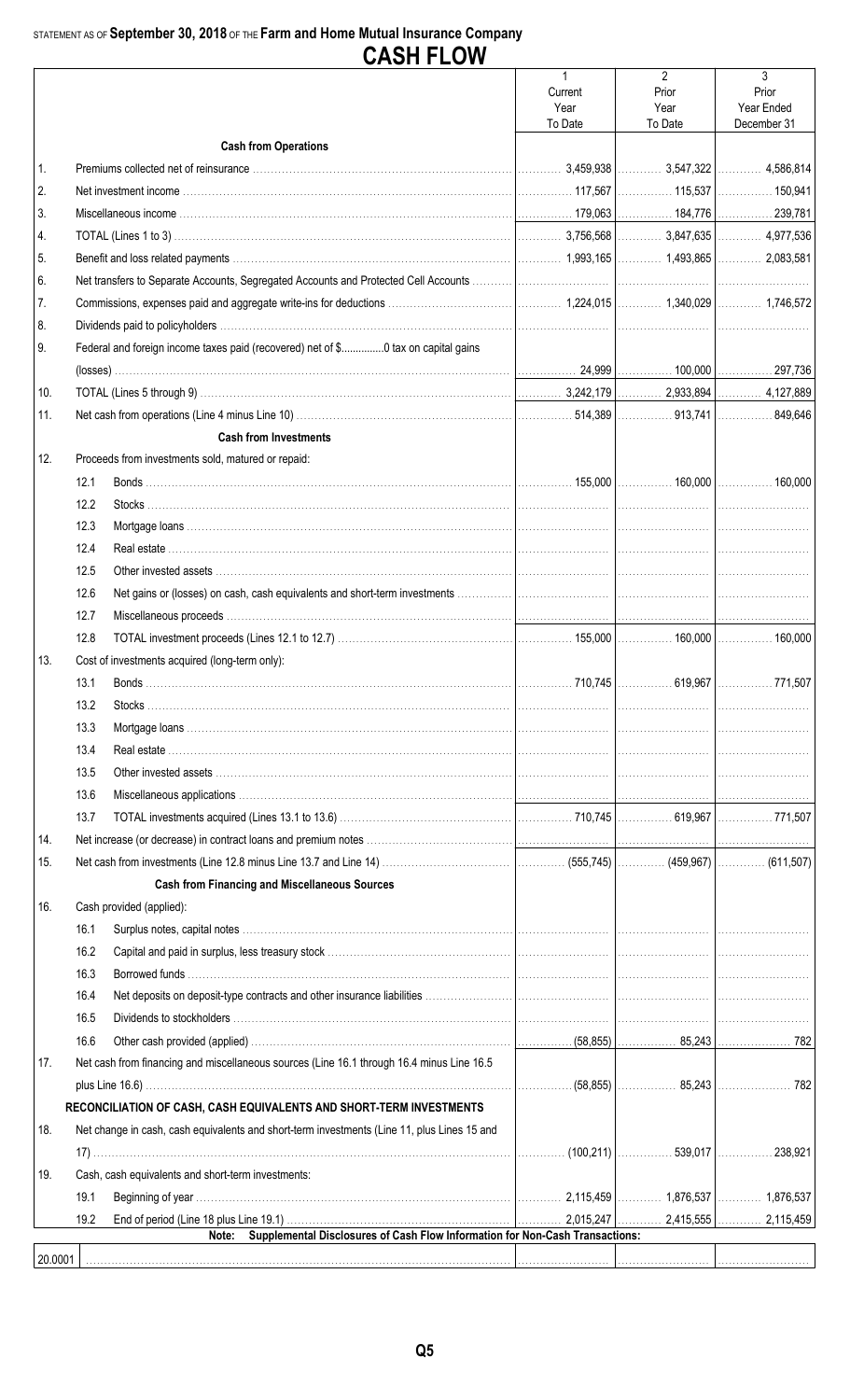STATEMENT AS OF **September 30, 2018** OF THE **Farm and Home Mutual Insurance Company**

# CASH FLOW

| | | | 1<br>Current<br>Year<br>To Date | 2<br>Prior<br>Year<br>To Date | 3<br>Prior<br>Year Ended<br>December 31 |
|---|---|---|---|---|---|
| | | **Cash from Operations** | | | |
| 1. | | Premiums collected net of reinsurance | 3,459,938 | 3,547,322 | 4,586,814 |
| 2. | | Net investment income | 117,567 | 115,537 | 150,941 |
| 3. | | Miscellaneous income | 179,063 | 184,776 | 239,781 |
| 4. | | TOTAL (Lines 1 to 3) | 3,756,568 | 3,847,635 | 4,977,536 |
| 5. | | Benefit and loss related payments | 1,993,165 | 1,493,865 | 2,083,581 |
| 6. | | Net transfers to Separate Accounts, Segregated Accounts and Protected Cell Accounts | | | |
| 7. | | Commissions, expenses paid and aggregate write-ins for deductions | 1,224,015 | 1,340,029 | 1,746,572 |
| 8. | | Dividends paid to policyholders | | | |
| 9. | | Federal and foreign income taxes paid (recovered) net of $..............0 tax on capital gains (losses) | 24,999 | 100,000 | 297,736 |
| 10. | | TOTAL (Lines 5 through 9) | 3,242,179 | 2,933,894 | 4,127,889 |
| 11. | | Net cash from operations (Line 4 minus Line 10) | 514,389 | 913,741 | 849,646 |
| | | **Cash from Investments** | | | |
| 12. | | Proceeds from investments sold, matured or repaid: | | | |
| | 12.1 | Bonds | 155,000 | 160,000 | 160,000 |
| | 12.2 | Stocks | | | |
| | 12.3 | Mortgage loans | | | |
| | 12.4 | Real estate | | | |
| | 12.5 | Other invested assets | | | |
| | 12.6 | Net gains or (losses) on cash, cash equivalents and short-term investments | | | |
| | 12.7 | Miscellaneous proceeds | | | |
| | 12.8 | TOTAL investment proceeds (Lines 12.1 to 12.7) | 155,000 | 160,000 | 160,000 |
| 13. | | Cost of investments acquired (long-term only): | | | |
| | 13.1 | Bonds | 710,745 | 619,967 | 771,507 |
| | 13.2 | Stocks | | | |
| | 13.3 | Mortgage loans | | | |
| | 13.4 | Real estate | | | |
| | 13.5 | Other invested assets | | | |
| | 13.6 | Miscellaneous applications | | | |
| | 13.7 | TOTAL investments acquired (Lines 13.1 to 13.6) | 710,745 | 619,967 | 771,507 |
| 14. | | Net increase (or decrease) in contract loans and premium notes | | | |
| 15. | | Net cash from investments (Line 12.8 minus Line 13.7 and Line 14) | (555,745) | (459,967) | (611,507) |
| | | **Cash from Financing and Miscellaneous Sources** | | | |
| 16. | | Cash provided (applied): | | | |
| | 16.1 | Surplus notes, capital notes | | | |
| | 16.2 | Capital and paid in surplus, less treasury stock | | | |
| | 16.3 | Borrowed funds | | | |
| | 16.4 | Net deposits on deposit-type contracts and other insurance liabilities | | | |
| | 16.5 | Dividends to stockholders | | | |
| | 16.6 | Other cash provided (applied) | (58,855) | 85,243 | 782 |
| 17. | | Net cash from financing and miscellaneous sources (Line 16.1 through 16.4 minus Line 16.5 plus Line 16.6) | (58,855) | 85,243 | 782 |
| | | **RECONCILIATION OF CASH, CASH EQUIVALENTS AND SHORT-TERM INVESTMENTS** | | | |
| 18. | | Net change in cash, cash equivalents and short-term investments (Line 11, plus Lines 15 and 17) | (100,211) | 539,017 | 238,921 |
| 19. | | Cash, cash equivalents and short-term investments: | | | |
| | 19.1 | Beginning of year | 2,115,459 | 1,876,537 | 1,876,537 |
| | 19.2 | End of period (Line 18 plus Line 19.1) | 2,015,247 | 2,415,555 | 2,115,459 |
| | | **Note: Supplemental Disclosures of Cash Flow Information for Non-Cash Transactions:** | | | |
| 20.0001 | | | | | |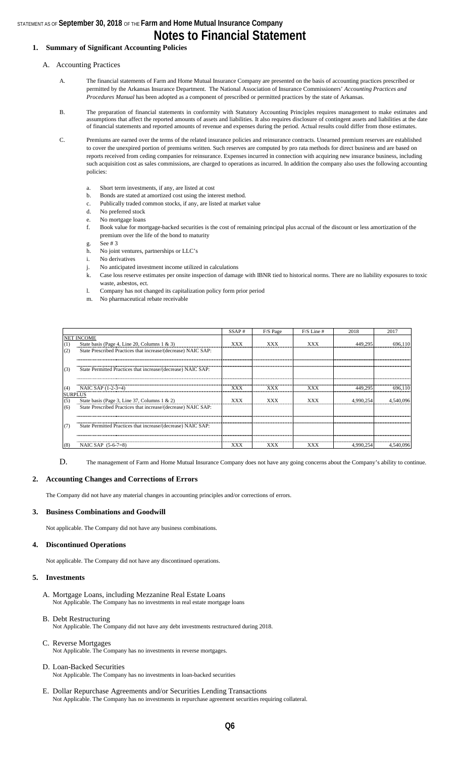STATEMENT AS OF **September 30, 2018** OF THE **Farm and Home Mutual Insurance Company**

# Notes to Financial Statement

## 1. Summary of Significant Accounting Policies

### A. Accounting Practices

A. The financial statements of Farm and Home Mutual Insurance Company are presented on the basis of accounting practices prescribed or permitted by the Arkansas Insurance Department. The National Association of Insurance Commissioners' *Accounting Practices and Procedures Manual* has been adopted as a component of prescribed or permitted practices by the state of Arkansas.

B. The preparation of financial statements in conformity with Statutory Accounting Principles requires management to make estimates and assumptions that affect the reported amounts of assets and liabilities. It also requires disclosure of contingent assets and liabilities at the date of financial statements and reported amounts of revenue and expenses during the period. Actual results could differ from those estimates.

C. Premiums are earned over the terms of the related insurance policies and reinsurance contracts. Unearned premium reserves are established to cover the unexpired portion of premiums written. Such reserves are computed by pro rata methods for direct business and are based on reports received from ceding companies for reinsurance. Expenses incurred in connection with acquiring new insurance business, including such acquisition cost as sales commissions, are charged to operations as incurred. In addition the company also uses the following accounting policies:

a. Short term investments, if any, are listed at cost
b. Bonds are stated at amortized cost using the interest method.
c. Publically traded common stocks, if any, are listed at market value
d. No preferred stock
e. No mortgage loans
f. Book value for mortgage-backed securities is the cost of remaining principal plus accrual of the discount or less amortization of the premium over the life of the bond to maturity
g. See # 3
h. No joint ventures, partnerships or LLC's
i. No derivatives
j. No anticipated investment income utilized in calculations
k. Case loss reserve estimates per onsite inspection of damage with IBNR tied to historical norms. There are no liability exposures to toxic waste, asbestos, ect.
l. Company has not changed its capitalization policy form prior period
m. No pharmaceutical rebate receivable

| | | SSAP # | F/S Page | F/S Line # | 2018 | 2017 |
|---|---|---|---|---|---|---|
| NET INCOME | | | | | | |
| (1) | State basis (Page 4, Line 20, Columns 1 & 3) | XXX | XXX | XXX | 449,295 | 696,110 |
| (2) | State Prescribed Practices that increase/(decrease) NAIC SAP: | | | | | |
| | | | | | | |
| (3) | State Permitted Practices that increase/(decrease) NAIC SAP: | | | | | |
| | | | | | | |
| (4) | NAIC SAP (1-2-3=4) | XXX | XXX | XXX | 449,295 | 696,110 |
| SURPLUS | | | | | | |
| (5) | State basis (Page 3, Line 37, Columns 1 & 2) | XXX | XXX | XXX | 4,990,254 | 4,540,096 |
| (6) | State Prescribed Practices that increase/(decrease) NAIC SAP: | | | | | |
| | | | | | | |
| (7) | State Permitted Practices that increase/(decrease) NAIC SAP: | | | | | |
| | | | | | | |
| (8) | NAIC SAP (5-6-7=8) | XXX | XXX | XXX | 4,990,254 | 4,540,096 |

D. The management of Farm and Home Mutual Insurance Company does not have any going concerns about the Company's ability to continue.

## 2. Accounting Changes and Corrections of Errors

The Company did not have any material changes in accounting principles and/or corrections of errors.

## 3. Business Combinations and Goodwill

Not applicable. The Company did not have any business combinations.

## 4. Discontinued Operations

Not applicable. The Company did not have any discontinued operations.

## 5. Investments

A. Mortgage Loans, including Mezzanine Real Estate Loans
Not Applicable. The Company has no investments in real estate mortgage loans

B. Debt Restructuring
Not Applicable. The Company did not have any debt investments restructured during 2018.

C. Reverse Mortgages
Not Applicable. The Company has no investments in reverse mortgages.

D. Loan-Backed Securities
Not Applicable. The Company has no investments in loan-backed securities

E. Dollar Repurchase Agreements and/or Securities Lending Transactions
Not Applicable. The Company has no investments in repurchase agreement securities requiring collateral.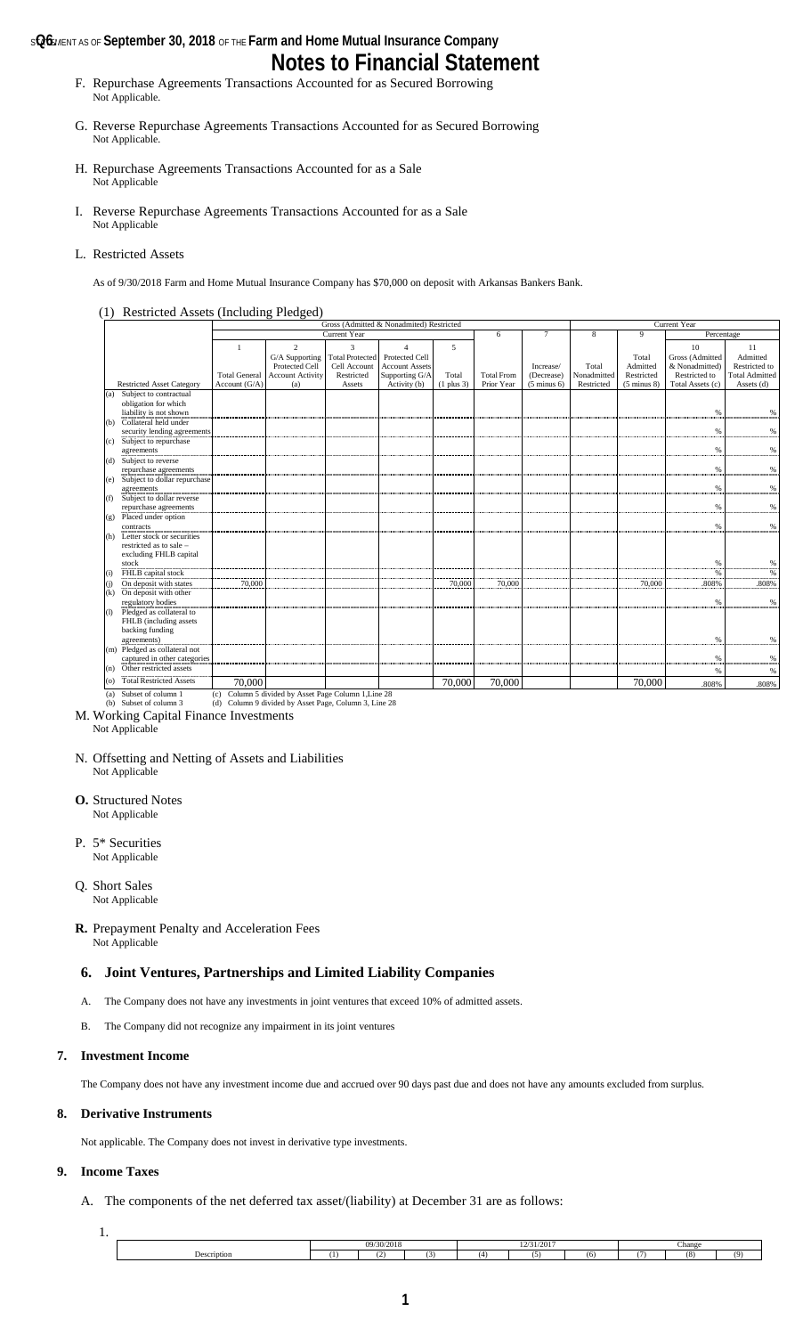# Notes to Financial Statement

F. Repurchase Agreements Transactions Accounted for as Secured Borrowing
Not Applicable.

G. Reverse Repurchase Agreements Transactions Accounted for as Secured Borrowing
Not Applicable.

H. Repurchase Agreements Transactions Accounted for as a Sale
Not Applicable

I. Reverse Repurchase Agreements Transactions Accounted for as a Sale
Not Applicable

L. Restricted Assets

As of 9/30/2018 Farm and Home Mutual Insurance Company has $70,000 on deposit with Arkansas Bankers Bank.

(1) Restricted Assets (Including Pledged)

| | Gross (Admitted & Nonadmitted) Restricted | | | | | | | Current Year | | | |
|---|---|---|---|---|---|---|---|---|---|---|---|
| | Current Year | | | | | 6 | 7 | 8 | 9 | Percentage | |
| Restricted Asset Category | 1<br>Total General Account (G/A) | 2<br>G/A Supporting Protected Cell Account Activity (a) | 3<br>Total Protected Cell Account Restricted Assets | 4<br>Protected Cell Account Assets Supporting G/A Activity (b) | 5<br>Total (1 plus 3) | Total From Prior Year | Increase/ (Decrease) (5 minus 6) | Total Nonadmitted Restricted | Total Admitted Restricted (5 minus 8) | 10<br>Gross (Admitted & Nonadmitted) Restricted to Total Assets (c) | 11<br>Admitted Restricted to Total Admitted Assets (d) |
| (a) Subject to contractual obligation for which liability is not shown | | | | | | | | | | % | % |
| (b) Collateral held under security lending agreements | | | | | | | | | | % | % |
| (c) Subject to repurchase agreements | | | | | | | | | | % | % |
| (d) Subject to reverse repurchase agreements | | | | | | | | | | % | % |
| (e) Subject to dollar repurchase agreements | | | | | | | | | | % | % |
| (f) Subject to dollar reverse repurchase agreements | | | | | | | | | | % | % |
| (g) Placed under option contracts | | | | | | | | | | % | % |
| (h) Letter stock or securities restricted as to sale – excluding FHLB capital stock | | | | | | | | | | % | % |
| (i) FHLB capital stock | | | | | | | | | | % | % |
| (j) On deposit with states | 70,000 | | | | 70,000 | 70,000 | | | 70,000 | .808% | .808% |
| (k) On deposit with other regulatory bodies | | | | | | | | | | % | % |
| (l) Pledged as collateral to FHLB (including assets backing funding agreements) | | | | | | | | | | % | % |
| (m) Pledged as collateral not captured in other categories | | | | | | | | | | % | % |
| (n) Other restricted assets | | | | | | | | | | % | % |
| (o) Total Restricted Assets | 70,000 | | | | 70,000 | 70,000 | | | 70,000 | .808% | .808% |

(a) Subset of column 1 (c) Column 5 divided by Asset Page Column 1,Line 28
(b) Subset of column 3 (d) Column 9 divided by Asset Page, Column 3, Line 28

M. Working Capital Finance Investments
Not Applicable

N. Offsetting and Netting of Assets and Liabilities
Not Applicable

**O.** Structured Notes
Not Applicable

P. 5* Securities
Not Applicable

Q. Short Sales
Not Applicable

**R.** Prepayment Penalty and Acceleration Fees
Not Applicable

## 6. Joint Ventures, Partnerships and Limited Liability Companies

A. The Company does not have any investments in joint ventures that exceed 10% of admitted assets.

B. The Company did not recognize any impairment in its joint ventures

## 7. Investment Income

The Company does not have any investment income due and accrued over 90 days past due and does not have any amounts excluded from surplus.

## 8. Derivative Instruments

Not applicable. The Company does not invest in derivative type investments.

## 9. Income Taxes

A. The components of the net deferred tax asset/(liability) at December 31 are as follows:

1.

| | 09/30/2018 | | | 12/31/2017 | | | Change | | |
|---|---|---|---|---|---|---|---|---|---|
| Description | (1) | (2) | (3) | (4) | (5) | (6) | (7) | (8) | (9) |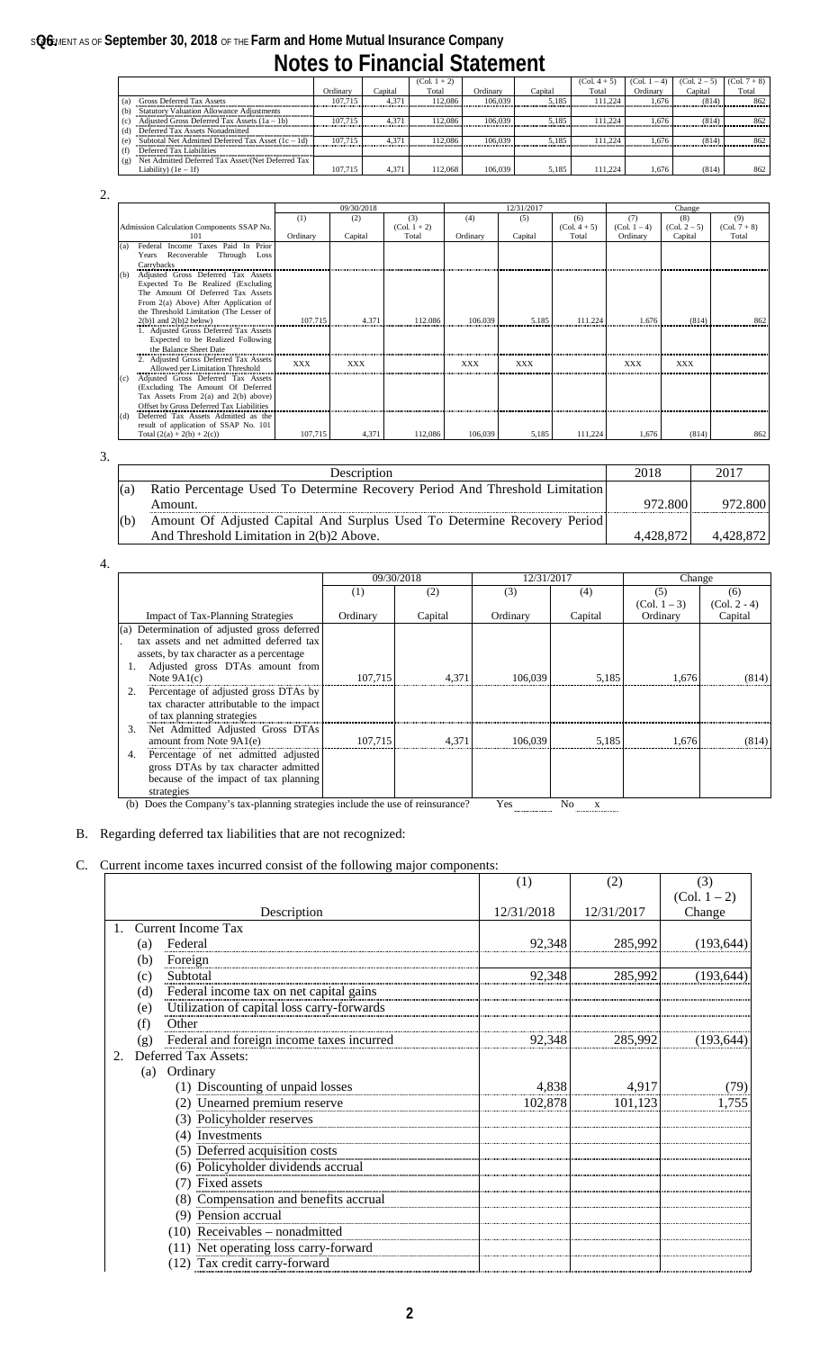STATEMENT AS OF **September 30, 2018** OF THE **Farm and Home Mutual Insurance Company**

# Notes to Financial Statement

| | | Ordinary | Capital | (Col. 1 + 2) Total | Ordinary | Capital | (Col. 4 + 5) Total | (Col. 1 – 4) Ordinary | (Col. 2 – 5) Capital | (Col. 7 + 8) Total |
|---|---|---|---|---|---|---|---|---|---|---|
| (a) | Gross Deferred Tax Assets | 107,715 | 4,371 | 112,086 | 106,039 | 5,185 | 111,224 | 1,676 | (814) | 862 |
| (b) | Statutory Valuation Allowance Adjustments | | | | | | | | | |
| (c) | Adjusted Gross Deferred Tax Assets (1a – 1b) | 107,715 | 4,371 | 112,086 | 106,039 | 5,185 | 111,224 | 1,676 | (814) | 862 |
| (d) | Deferred Tax Assets Nonadmitted | | | | | | | | | |
| (e) | Subtotal Net Admitted Deferred Tax Asset (1c – 1d) | 107,715 | 4,371 | 112,086 | 106,039 | 5,185 | 111,224 | 1,676 | (814) | 862 |
| (f) | Deferred Tax Liabilities | | | | | | | | | |
| (g) | Net Admitted Deferred Tax Asset/(Net Deferred Tax Liability) (1e – 1f) | 107,715 | 4,371 | 112,068 | 106,039 | 5,185 | 111,224 | 1,676 | (814) | 862 |

2.

| | | 09/30/2018 | | | 12/31/2017 | | | Change | | |
|---|---|---|---|---|---|---|---|---|---|---|
| | Admission Calculation Components SSAP No. 101 | (1) Ordinary | (2) Capital | (3) (Col. 1 + 2) Total | (4) Ordinary | (5) Capital | (6) (Col. 4 + 5) Total | (7) (Col. 1 – 4) Ordinary | (8) (Col. 2 – 5) Capital | (9) (Col. 7 + 8) Total |
| (a) | Federal Income Taxes Paid In Prior Years Recoverable Through Loss Carrybacks | | | | | | | | | |
| (b) | Adjusted Gross Deferred Tax Assets Expected To Be Realized (Excluding The Amount Of Deferred Tax Assets From 2(a) Above) After Application of the Threshold Limitation (The Lesser of 2(b)1 and 2(b)2 below) | 107,715 | 4,371 | 112,086 | 106,039 | 5,185 | 111,224 | 1,676 | (814) | 862 |
| | 1. Adjusted Gross Deferred Tax Assets Expected to be Realized Following the Balance Sheet Date | | | | | | | | | |
| | 2. Adjusted Gross Deferred Tax Assets Allowed per Limitation Threshold | XXX | XXX | | XXX | XXX | | XXX | XXX | |
| (c) | Adjusted Gross Deferred Tax Assets (Excluding The Amount Of Deferred Tax Assets From 2(a) and 2(b) above) Offset by Gross Deferred Tax Liabilities | | | | | | | | | |
| (d) | Deferred Tax Assets Admitted as the result of application of SSAP No. 101 Total (2(a) + 2(b) + 2(c)) | 107,715 | 4,371 | 112,086 | 106,039 | 5,185 | 111,224 | 1,676 | (814) | 862 |

3.

| | Description | 2018 | 2017 |
|---|---|---|---|
| (a) | Ratio Percentage Used To Determine Recovery Period And Threshold Limitation Amount. | 972.800 | 972.800 |
| (b) | Amount Of Adjusted Capital And Surplus Used To Determine Recovery Period And Threshold Limitation in 2(b)2 Above. | 4,428,872 | 4,428,872 |

4.

| | 09/30/2018 | | 12/31/2017 | | Change | |
|---|---|---|---|---|---|---|
| | (1) | (2) | (3) | (4) | (5) (Col. 1 – 3) | (6) (Col. 2 - 4) |
| Impact of Tax-Planning Strategies | Ordinary | Capital | Ordinary | Capital | Ordinary | Capital |
| (a) Determination of adjusted gross deferred tax assets and net admitted deferred tax assets, by tax character as a percentage | | | | | | |
| 1. Adjusted gross DTAs amount from Note 9A1(c) | 107,715 | 4,371 | 106,039 | 5,185 | 1,676 | (814) |
| 2. Percentage of adjusted gross DTAs by tax character attributable to the impact of tax planning strategies | | | | | | |
| 3. Net Admitted Adjusted Gross DTAs amount from Note 9A1(e) | 107,715 | 4,371 | 106,039 | 5,185 | 1,676 | (814) |
| 4. Percentage of net admitted adjusted gross DTAs by tax character admitted because of the impact of tax planning strategies | | | | | | |

(b) Does the Company's tax-planning strategies include the use of reinsurance? Yes ____ No __x__

B. Regarding deferred tax liabilities that are not recognized:

C. Current income taxes incurred consist of the following major components:

| Description | (1) 12/31/2018 | (2) 12/31/2017 | (3) (Col. 1 – 2) Change |
|---|---|---|---|
| 1. Current Income Tax | | | |
| (a) Federal | 92,348 | 285,992 | (193,644) |
| (b) Foreign | | | |
| (c) Subtotal | 92,348 | 285,992 | (193,644) |
| (d) Federal income tax on net capital gains | | | |
| (e) Utilization of capital loss carry-forwards | | | |
| (f) Other | | | |
| (g) Federal and foreign income taxes incurred | 92,348 | 285,992 | (193,644) |
| 2. Deferred Tax Assets: | | | |
| (a) Ordinary | | | |
| (1) Discounting of unpaid losses | 4,838 | 4,917 | (79) |
| (2) Unearned premium reserve | 102,878 | 101,123 | 1,755 |
| (3) Policyholder reserves | | | |
| (4) Investments | | | |
| (5) Deferred acquisition costs | | | |
| (6) Policyholder dividends accrual | | | |
| (7) Fixed assets | | | |
| (8) Compensation and benefits accrual | | | |
| (9) Pension accrual | | | |
| (10) Receivables – nonadmitted | | | |
| (11) Net operating loss carry-forward | | | |
| (12) Tax credit carry-forward | | | |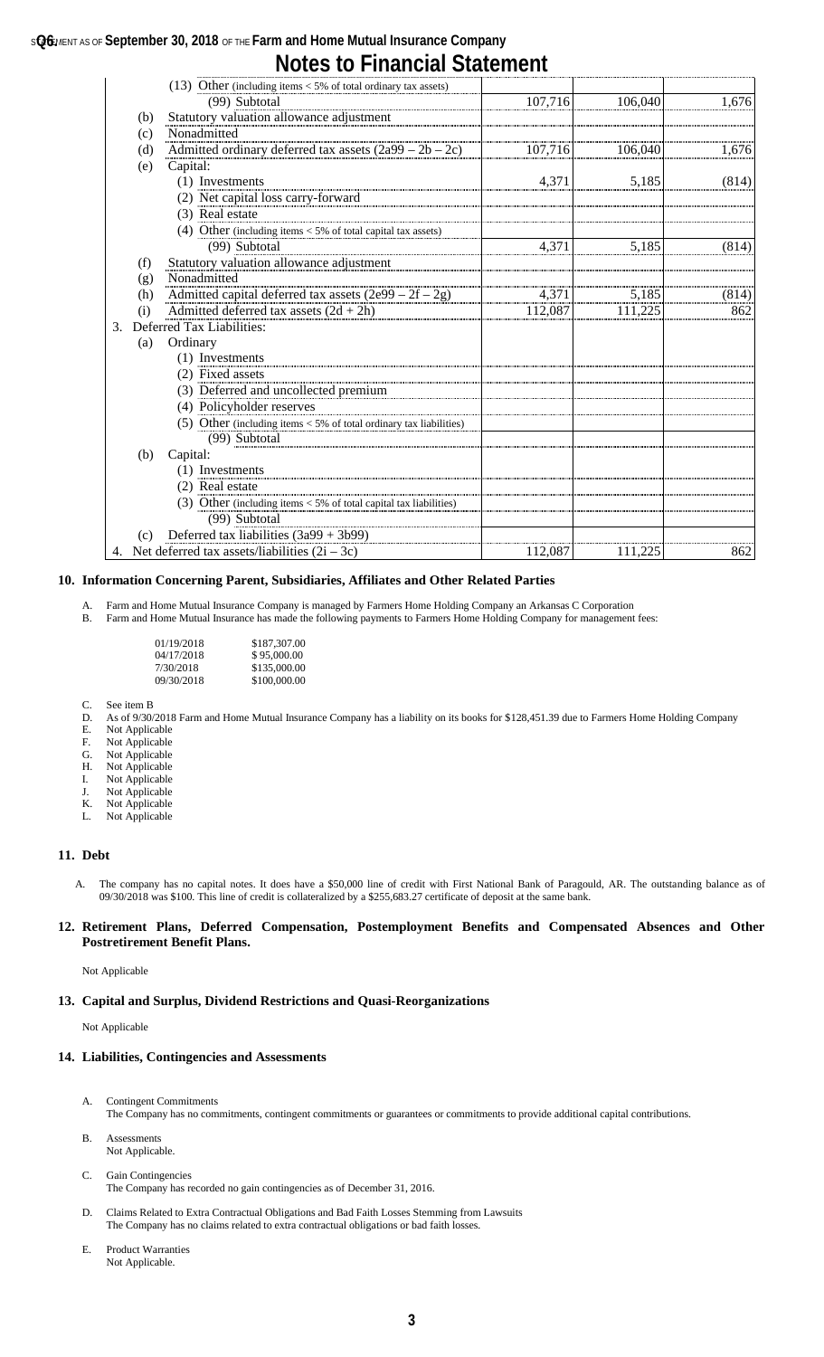# Notes to Financial Statement

| | | | |
|---|---|---|---|
| (13) Other (including items < 5% of total ordinary tax assets) | | | |
| (99) Subtotal | 107,716 | 106,040 | 1,676 |
| (b) Statutory valuation allowance adjustment | | | |
| (c) Nonadmitted | | | |
| (d) Admitted ordinary deferred tax assets (2a99 – 2b – 2c) | 107,716 | 106,040 | 1,676 |
| (e) Capital: | | | |
| (1) Investments | 4,371 | 5,185 | (814) |
| (2) Net capital loss carry-forward | | | |
| (3) Real estate | | | |
| (4) Other (including items < 5% of total capital tax assets) | | | |
| (99) Subtotal | 4,371 | 5,185 | (814) |
| (f) Statutory valuation allowance adjustment | | | |
| (g) Nonadmitted | | | |
| (h) Admitted capital deferred tax assets (2e99 – 2f – 2g) | 4,371 | 5,185 | (814) |
| (i) Admitted deferred tax assets (2d + 2h) | 112,087 | 111,225 | 862 |
| 3. Deferred Tax Liabilities: | | | |
| (a) Ordinary | | | |
| (1) Investments | | | |
| (2) Fixed assets | | | |
| (3) Deferred and uncollected premium | | | |
| (4) Policyholder reserves | | | |
| (5) Other (including items < 5% of total ordinary tax liabilities) | | | |
| (99) Subtotal | | | |
| (b) Capital: | | | |
| (1) Investments | | | |
| (2) Real estate | | | |
| (3) Other (including items < 5% of total capital tax liabilities) | | | |
| (99) Subtotal | | | |
| (c) Deferred tax liabilities (3a99 + 3b99) | | | |
| 4. Net deferred tax assets/liabilities (2i – 3c) | 112,087 | 111,225 | 862 |

## 10. Information Concerning Parent, Subsidiaries, Affiliates and Other Related Parties

A. Farm and Home Mutual Insurance Company is managed by Farmers Home Holding Company an Arkansas C Corporation

B. Farm and Home Mutual Insurance has made the following payments to Farmers Home Holding Company for management fees:

| | |
|---|---|
| 01/19/2018 | $187,307.00 |
| 04/17/2018 | $ 95,000.00 |
| 7/30/2018 | $135,000.00 |
| 09/30/2018 | $100,000.00 |

C. See item B

D. As of 9/30/2018 Farm and Home Mutual Insurance Company has a liability on its books for $128,451.39 due to Farmers Home Holding Company

E. Not Applicable

F. Not Applicable

G. Not Applicable

H. Not Applicable

I. Not Applicable

J. Not Applicable

K. Not Applicable

L. Not Applicable

## 11. Debt

A. The company has no capital notes. It does have a $50,000 line of credit with First National Bank of Paragould, AR. The outstanding balance as of 09/30/2018 was $100. This line of credit is collateralized by a $255,683.27 certificate of deposit at the same bank.

## 12. Retirement Plans, Deferred Compensation, Postemployment Benefits and Compensated Absences and Other Postretirement Benefit Plans.

Not Applicable

## 13. Capital and Surplus, Dividend Restrictions and Quasi-Reorganizations

Not Applicable

## 14. Liabilities, Contingencies and Assessments

A. Contingent Commitments
The Company has no commitments, contingent commitments or guarantees or commitments to provide additional capital contributions.

B. Assessments
Not Applicable.

C. Gain Contingencies
The Company has recorded no gain contingencies as of December 31, 2016.

D. Claims Related to Extra Contractual Obligations and Bad Faith Losses Stemming from Lawsuits
The Company has no claims related to extra contractual obligations or bad faith losses.

E. Product Warranties
Not Applicable.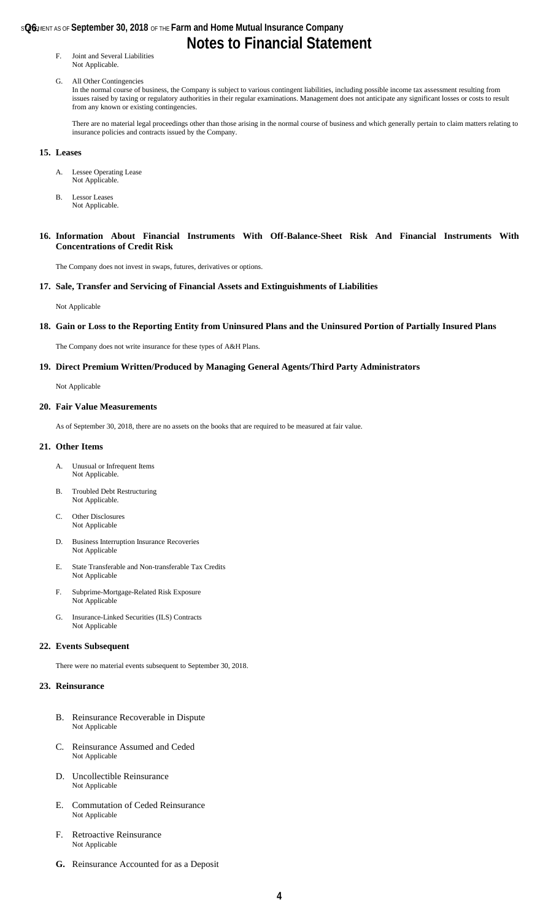STATEMENT AS OF **September 30, 2018** OF THE **Farm and Home Mutual Insurance Company**

# Notes to Financial Statement

F. Joint and Several Liabilities
Not Applicable.

G. All Other Contingencies
In the normal course of business, the Company is subject to various contingent liabilities, including possible income tax assessment resulting from issues raised by taxing or regulatory authorities in their regular examinations. Management does not anticipate any significant losses or costs to result from any known or existing contingencies.

There are no material legal proceedings other than those arising in the normal course of business and which generally pertain to claim matters relating to insurance policies and contracts issued by the Company.

## 15. Leases

A. Lessee Operating Lease
Not Applicable.

B. Lessor Leases
Not Applicable.

## 16. Information About Financial Instruments With Off-Balance-Sheet Risk And Financial Instruments With Concentrations of Credit Risk

The Company does not invest in swaps, futures, derivatives or options.

## 17. Sale, Transfer and Servicing of Financial Assets and Extinguishments of Liabilities

Not Applicable

## 18. Gain or Loss to the Reporting Entity from Uninsured Plans and the Uninsured Portion of Partially Insured Plans

The Company does not write insurance for these types of A&H Plans.

## 19. Direct Premium Written/Produced by Managing General Agents/Third Party Administrators

Not Applicable

## 20. Fair Value Measurements

As of September 30, 2018, there are no assets on the books that are required to be measured at fair value.

## 21. Other Items

A. Unusual or Infrequent Items
Not Applicable.

B. Troubled Debt Restructuring
Not Applicable.

C. Other Disclosures
Not Applicable

D. Business Interruption Insurance Recoveries
Not Applicable

E. State Transferable and Non-transferable Tax Credits
Not Applicable

F. Subprime-Mortgage-Related Risk Exposure
Not Applicable

G. Insurance-Linked Securities (ILS) Contracts
Not Applicable

## 22. Events Subsequent

There were no material events subsequent to September 30, 2018.

## 23. Reinsurance

B. Reinsurance Recoverable in Dispute
Not Applicable

C. Reinsurance Assumed and Ceded
Not Applicable

D. Uncollectible Reinsurance
Not Applicable

E. Commutation of Ceded Reinsurance
Not Applicable

F. Retroactive Reinsurance
Not Applicable

**G.** Reinsurance Accounted for as a Deposit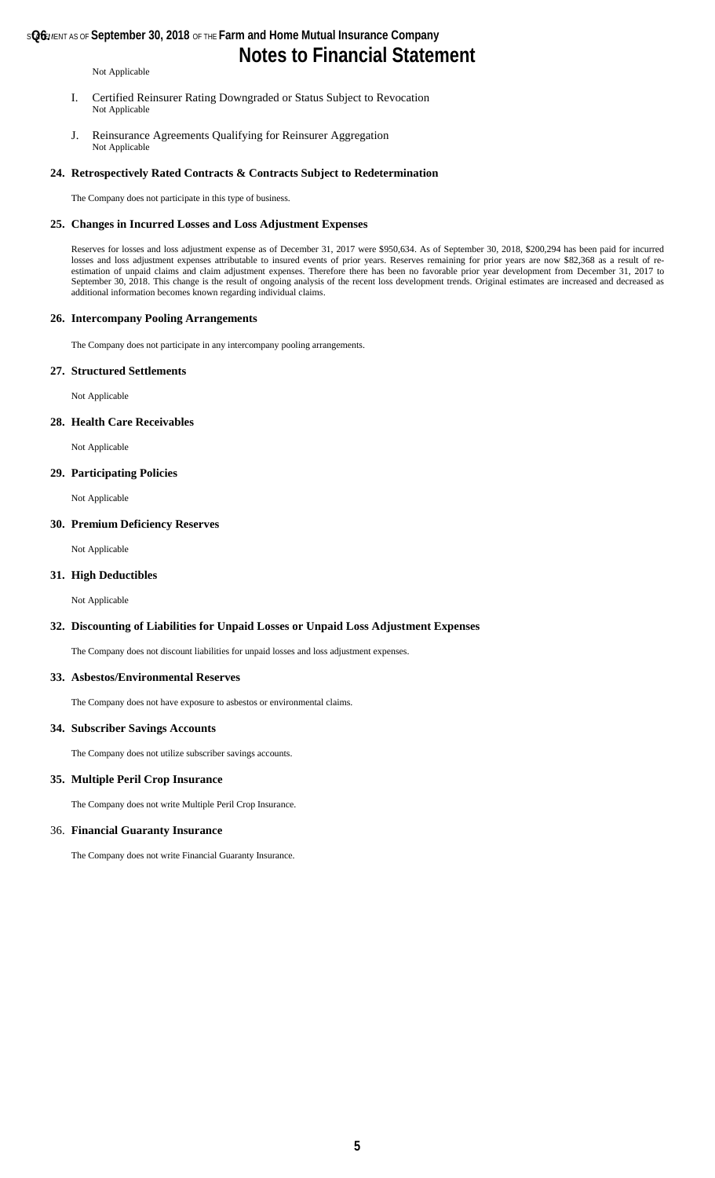Not Applicable

I. Certified Reinsurer Rating Downgraded or Status Subject to Revocation
Not Applicable

J. Reinsurance Agreements Qualifying for Reinsurer Aggregation
Not Applicable

### 24. Retrospectively Rated Contracts & Contracts Subject to Redetermination

The Company does not participate in this type of business.

### 25. Changes in Incurred Losses and Loss Adjustment Expenses

Reserves for losses and loss adjustment expense as of December 31, 2017 were $950,634. As of September 30, 2018, $200,294 has been paid for incurred losses and loss adjustment expenses attributable to insured events of prior years. Reserves remaining for prior years are now $82,368 as a result of re-estimation of unpaid claims and claim adjustment expenses. Therefore there has been no favorable prior year development from December 31, 2017 to September 30, 2018. This change is the result of ongoing analysis of the recent loss development trends. Original estimates are increased and decreased as additional information becomes known regarding individual claims.

### 26. Intercompany Pooling Arrangements

The Company does not participate in any intercompany pooling arrangements.

### 27. Structured Settlements

Not Applicable

### 28. Health Care Receivables

Not Applicable

### 29. Participating Policies

Not Applicable

### 30. Premium Deficiency Reserves

Not Applicable

### 31. High Deductibles

Not Applicable

### 32. Discounting of Liabilities for Unpaid Losses or Unpaid Loss Adjustment Expenses

The Company does not discount liabilities for unpaid losses and loss adjustment expenses.

### 33. Asbestos/Environmental Reserves

The Company does not have exposure to asbestos or environmental claims.

### 34. Subscriber Savings Accounts

The Company does not utilize subscriber savings accounts.

### 35. Multiple Peril Crop Insurance

The Company does not write Multiple Peril Crop Insurance.

### 36. Financial Guaranty Insurance

The Company does not write Financial Guaranty Insurance.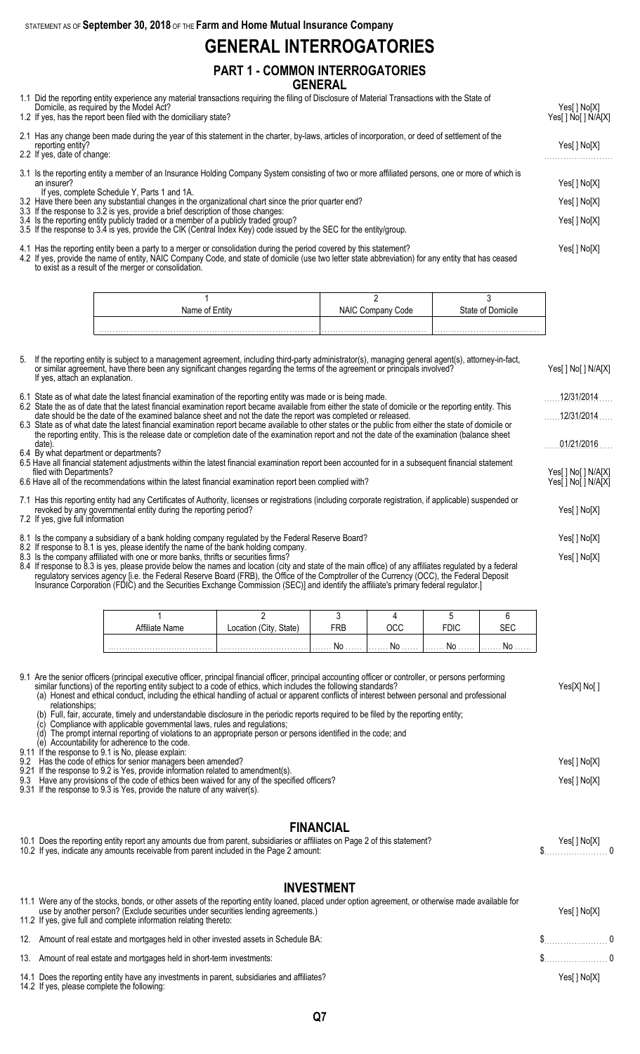STATEMENT AS OF **September 30, 2018** OF THE **Farm and Home Mutual Insurance Company**

# GENERAL INTERROGATORIES

## PART 1 - COMMON INTERROGATORIES

### GENERAL

1.1 Did the reporting entity experience any material transactions requiring the filing of Disclosure of Material Transactions with the State of Domicile, as required by the Model Act? Yes[ ] No[X]

1.2 If yes, has the report been filed with the domiciliary state? Yes[ ] No[ ] N/A[X]

2.1 Has any change been made during the year of this statement in the charter, by-laws, articles of incorporation, or deed of settlement of the reporting entity? Yes[ ] No[X]

2.2 If yes, date of change:

3.1 Is the reporting entity a member of an Insurance Holding Company System consisting of two or more affiliated persons, one or more of which is an insurer? Yes[ ] No[X]
If yes, complete Schedule Y, Parts 1 and 1A.

3.2 Have there been any substantial changes in the organizational chart since the prior quarter end? Yes[ ] No[X]

3.3 If the response to 3.2 is yes, provide a brief description of those changes:

3.4 Is the reporting entity publicly traded or a member of a publicly traded group? Yes[ ] No[X]

3.5 If the response to 3.4 is yes, provide the CIK (Central Index Key) code issued by the SEC for the entity/group.

4.1 Has the reporting entity been a party to a merger or consolidation during the period covered by this statement? Yes[ ] No[X]

4.2 If yes, provide the name of entity, NAIC Company Code, and state of domicile (use two letter state abbreviation) for any entity that has ceased to exist as a result of the merger or consolidation.

| 1<br>Name of Entity | 2<br>NAIC Company Code | 3<br>State of Domicile |
|---|---|---|
| | | |

5. If the reporting entity is subject to a management agreement, including third-party administrator(s), managing general agent(s), attorney-in-fact, or similar agreement, have there been any significant changes regarding the terms of the agreement or principals involved? Yes[ ] No[ ] N/A[X]
If yes, attach an explanation.

6.1 State as of what date the latest financial examination of the reporting entity was made or is being made. 12/31/2014

6.2 State the as of date that the latest financial examination report became available from either the state of domicile or the reporting entity. This date should be the date of the examined balance sheet and not the date the report was completed or released. 12/31/2014

6.3 State as of what date the latest financial examination report became available to other states or the public from either the state of domicile or the reporting entity. This is the release date or completion date of the examination report and not the date of the examination (balance sheet date). 01/21/2016

6.4 By what department or departments?

6.5 Have all financial statement adjustments within the latest financial examination report been accounted for in a subsequent financial statement filed with Departments? Yes[ ] No[ ] N/A[X]

6.6 Have all of the recommendations within the latest financial examination report been complied with? Yes[ ] No[ ] N/A[X]

7.1 Has this reporting entity had any Certificates of Authority, licenses or registrations (including corporate registration, if applicable) suspended or revoked by any governmental entity during the reporting period? Yes[ ] No[X]

7.2 If yes, give full information

8.1 Is the company a subsidiary of a bank holding company regulated by the Federal Reserve Board? Yes[ ] No[X]

8.2 If response to 8.1 is yes, please identify the name of the bank holding company.

8.3 Is the company affiliated with one or more banks, thrifts or securities firms? Yes[ ] No[X]

8.4 If response to 8.3 is yes, please provide below the names and location (city and state of the main office) of any affiliates regulated by a federal regulatory services agency [i.e. the Federal Reserve Board (FRB), the Office of the Comptroller of the Currency (OCC), the Federal Deposit Insurance Corporation (FDIC) and the Securities Exchange Commission (SEC)] and identify the affiliate's primary federal regulator.]

| 1<br>Affiliate Name | 2<br>Location (City, State) | 3<br>FRB | 4<br>OCC | 5<br>FDIC | 6<br>SEC |
|---|---|---|---|---|---|
| | | No | No | No | No |

9.1 Are the senior officers (principal executive officer, principal financial officer, principal accounting officer or controller, or persons performing similar functions) of the reporting entity subject to a code of ethics, which includes the following standards? Yes[X] No[ ]
(a) Honest and ethical conduct, including the ethical handling of actual or apparent conflicts of interest between personal and professional relationships;
(b) Full, fair, accurate, timely and understandable disclosure in the periodic reports required to be filed by the reporting entity;
(c) Compliance with applicable governmental laws, rules and regulations;
(d) The prompt internal reporting of violations to an appropriate person or persons identified in the code; and
(e) Accountability for adherence to the code.

9.11 If the response to 9.1 is No, please explain:

9.2 Has the code of ethics for senior managers been amended? Yes[ ] No[X]

9.21 If the response to 9.2 is Yes, provide information related to amendment(s).

9.3 Have any provisions of the code of ethics been waived for any of the specified officers? Yes[ ] No[X]

9.31 If the response to 9.3 is Yes, provide the nature of any waiver(s).

### FINANCIAL

10.1 Does the reporting entity report any amounts due from parent, subsidiaries or affiliates on Page 2 of this statement? Yes[ ] No[X]

10.2 If yes, indicate any amounts receivable from parent included in the Page 2 amount: $ 0

### INVESTMENT

11.1 Were any of the stocks, bonds, or other assets of the reporting entity loaned, placed under option agreement, or otherwise made available for use by another person? (Exclude securities under securities lending agreements.) Yes[ ] No[X]

11.2 If yes, give full and complete information relating thereto:

12. Amount of real estate and mortgages held in other invested assets in Schedule BA: $ 0

13. Amount of real estate and mortgages held in short-term investments: $ 0

14.1 Does the reporting entity have any investments in parent, subsidiaries and affiliates? Yes[ ] No[X]

14.2 If yes, please complete the following: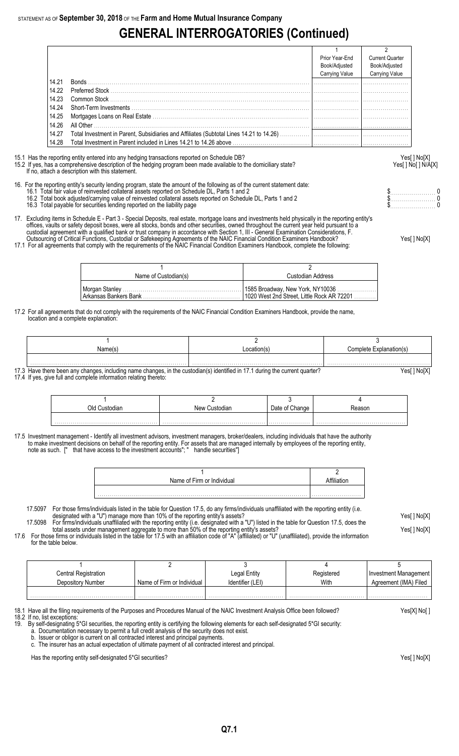STATEMENT AS OF **September 30, 2018** OF THE **Farm and Home Mutual Insurance Company**

# GENERAL INTERROGATORIES (Continued)

| | | 1<br>Prior Year-End Book/Adjusted Carrying Value | 2<br>Current Quarter Book/Adjusted Carrying Value |
|---|---|---|---|
| 14.21 | Bonds | | |
| 14.22 | Preferred Stock | | |
| 14.23 | Common Stock | | |
| 14.24 | Short-Term Investments | | |
| 14.25 | Mortgages Loans on Real Estate | | |
| 14.26 | All Other | | |
| 14.27 | Total Investment in Parent, Subsidiaries and Affiliates (Subtotal Lines 14.21 to 14.26) | | |
| 14.28 | Total Investment in Parent included in Lines 14.21 to 14.26 above | | |

15.1 Has the reporting entity entered into any hedging transactions reported on Schedule DB? Yes[ ] No[X]

15.2 If yes, has a comprehensive description of the hedging program been made available to the domiciliary state? Yes[ ] No[ ] N/A[X]
If no, attach a description with this statement.

16. For the reporting entity's security lending program, state the amount of the following as of the current statement date:
16.1 Total fair value of reinvested collateral assets reported on Schedule DL, Parts 1 and 2 $ 0
16.2 Total book adjusted/carrying value of reinvested collateral assets reported on Schedule DL, Parts 1 and 2 $ 0
16.3 Total payable for securities lending reported on the liability page $ 0

17. Excluding items in Schedule E - Part 3 - Special Deposits, real estate, mortgage loans and investments held physically in the reporting entity's offices, vaults or safety deposit boxes, were all stocks, bonds and other securities, owned throughout the current year held pursuant to a custodial agreement with a qualified bank or trust company in accordance with Section 1, III - General Examination Considerations, F. Outsourcing of Critical Functions, Custodial or Safekeeping Agreements of the NAIC Financial Condition Examiners Handbook? Yes[ ] No[X]

17.1 For all agreements that comply with the requirements of the NAIC Financial Condition Examiners Handbook, complete the following:

| 1<br>Name of Custodian(s) | 2<br>Custodian Address |
|---|---|
| Morgan Stanley | 1585 Broadway, New York, NY10036 |
| Arkansas Bankers Bank | 1020 West 2nd Street, Little Rock AR 72201 |

17.2 For all agreements that do not comply with the requirements of the NAIC Financial Condition Examiners Handbook, provide the name, location and a complete explanation:

| 1<br>Name(s) | 2<br>Location(s) | 3<br>Complete Explanation(s) |
|---|---|---|
| | | |

17.3 Have there been any changes, including name changes, in the custodian(s) identified in 17.1 during the current quarter? Yes[ ] No[X]

17.4 If yes, give full and complete information relating thereto:

| 1<br>Old Custodian | 2<br>New Custodian | 3<br>Date of Change | 4<br>Reason |
|---|---|---|---|
| | | | |

17.5 Investment management - Identify all investment advisors, investment managers, broker/dealers, including individuals that have the authority to make investment decisions on behalf of the reporting entity. For assets that are managed internally by employees of the reporting entity, note as such. [" that have access to the investment accounts"; " handle securities"]

| 1<br>Name of Firm or Individual | 2<br>Affiliation |
|---|---|
| | |

17.5097 For those firms/individuals listed in the table for Question 17.5, do any firms/individuals unaffiliated with the reporting entity (i.e. designated with a "U") manage more than 10% of the reporting entity's assets? Yes[ ] No[X]

17.5098 For firms/individuals unaffiliated with the reporting entity (i.e. designated with a "U") listed in the table for Question 17.5, does the total assets under management aggregate to more than 50% of the reporting entity's assets? Yes[ ] No[X]

17.6 For those firms or individuals listed in the table for 17.5 with an affiliation code of "A" (affiliated) or "U" (unaffiliated), provide the information for the table below.

| 1<br>Central Registration Depository Number | 2<br>Name of Firm or Individual | 3<br>Legal Entity Identifier (LEI) | 4<br>Registered With | 5<br>Investment Management Agreement (IMA) Filed |
|---|---|---|---|---|
| | | | | |

18.1 Have all the filing requirements of the Purposes and Procedures Manual of the NAIC Investment Analysis Office been followed? Yes[X] No[ ]

18.2 If no, list exceptions:

19. By self-designating 5*GI securities, the reporting entity is certifying the following elements for each self-designated 5*GI security:
a. Documentation necessary to permit a full credit analysis of the security does not exist.
b. Issuer or obligor is current on all contracted interest and principal payments.
c. The insurer has an actual expectation of ultimate payment of all contracted interest and principal.

Has the reporting entity self-designated 5*GI securities? Yes[ ] No[X]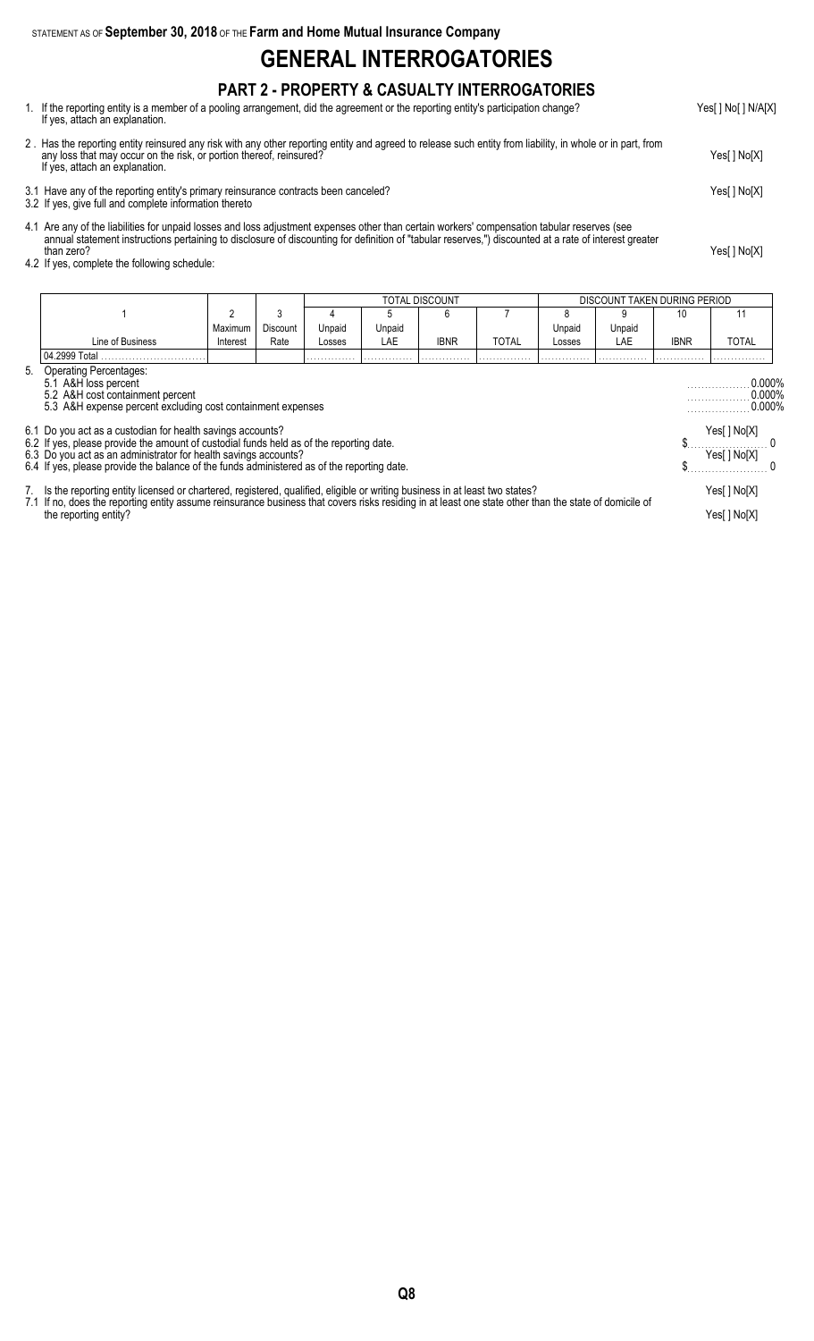STATEMENT AS OF **September 30, 2018** OF THE **Farm and Home Mutual Insurance Company**

# GENERAL INTERROGATORIES

## PART 2 - PROPERTY & CASUALTY INTERROGATORIES

1. If the reporting entity is a member of a pooling arrangement, did the agreement or the reporting entity's participation change? Yes[ ] No[ ] N/A[X]
   If yes, attach an explanation.

2 . Has the reporting entity reinsured any risk with any other reporting entity and agreed to release such entity from liability, in whole or in part, from any loss that may occur on the risk, or portion thereof, reinsured? Yes[ ] No[X]
   If yes, attach an explanation.

3.1 Have any of the reporting entity's primary reinsurance contracts been canceled? Yes[ ] No[X]
3.2 If yes, give full and complete information thereto

4.1 Are any of the liabilities for unpaid losses and loss adjustment expenses other than certain workers' compensation tabular reserves (see annual statement instructions pertaining to disclosure of discounting for definition of "tabular reserves,") discounted at a rate of interest greater than zero? Yes[ ] No[X]
4.2 If yes, complete the following schedule:

| | | | TOTAL DISCOUNT | | | | DISCOUNT TAKEN DURING PERIOD | | | |
|---|---|---|---|---|---|---|---|---|---|---|
| 1 | 2 | 3 | 4 | 5 | 6 | 7 | 8 | 9 | 10 | 11 |
| Line of Business | Maximum Interest | Discount Rate | Unpaid Losses | Unpaid LAE | IBNR | TOTAL | Unpaid Losses | Unpaid LAE | IBNR | TOTAL |
| 04.2999 Total | | | | | | | | | | |

5. Operating Percentages:
   5.1 A&H loss percent 0.000%
   5.2 A&H cost containment percent 0.000%
   5.3 A&H expense percent excluding cost containment expenses 0.000%

6.1 Do you act as a custodian for health savings accounts? Yes[ ] No[X]
6.2 If yes, please provide the amount of custodial funds held as of the reporting date. $ 0
6.3 Do you act as an administrator for health savings accounts? Yes[ ] No[X]
6.4 If yes, please provide the balance of the funds administered as of the reporting date. $ 0

7. Is the reporting entity licensed or chartered, registered, qualified, eligible or writing business in at least two states? Yes[ ] No[X]
7.1 If no, does the reporting entity assume reinsurance business that covers risks residing in at least one state other than the state of domicile of the reporting entity? Yes[ ] No[X]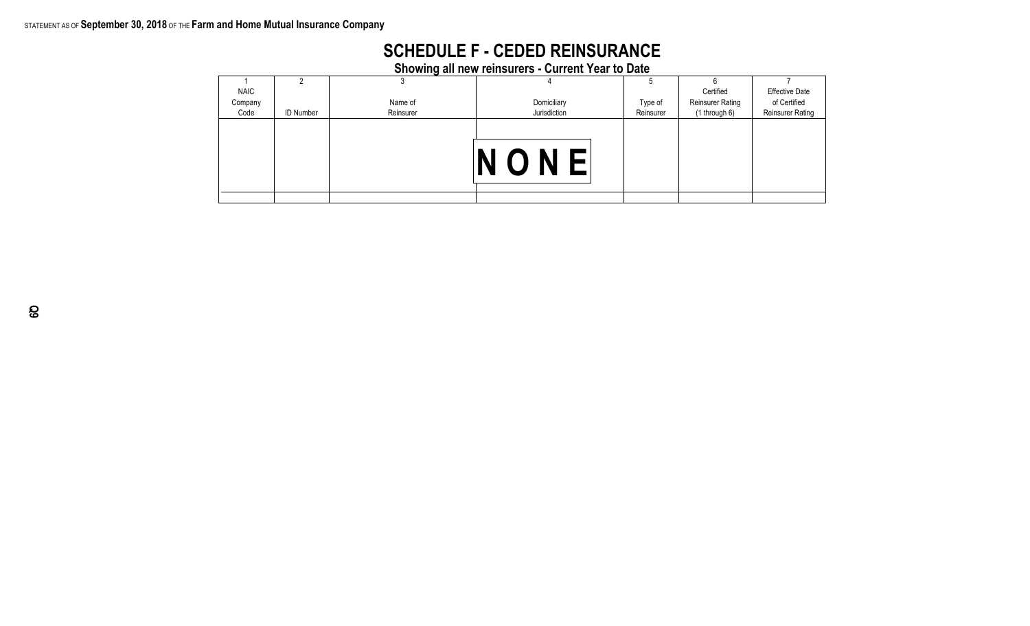STATEMENT AS OF **September 30, 2018** OF THE **Farm and Home Mutual Insurance Company**

# SCHEDULE F - CEDED REINSURANCE

## Showing all new reinsurers - Current Year to Date

| 1<br>NAIC<br>Company<br>Code | 2<br><br><br>ID Number | 3<br><br>Name of<br>Reinsurer | 4<br><br>Domiciliary<br>Jurisdiction | 5<br><br>Type of<br>Reinsurer | 6<br>Certified<br>Reinsurer Rating<br>(1 through 6) | 7<br>Effective Date<br>of Certified<br>Reinsurer Rating |
|---|---|---|---|---|---|---|
| | | | **NONE** | | | |
| | | | | | | |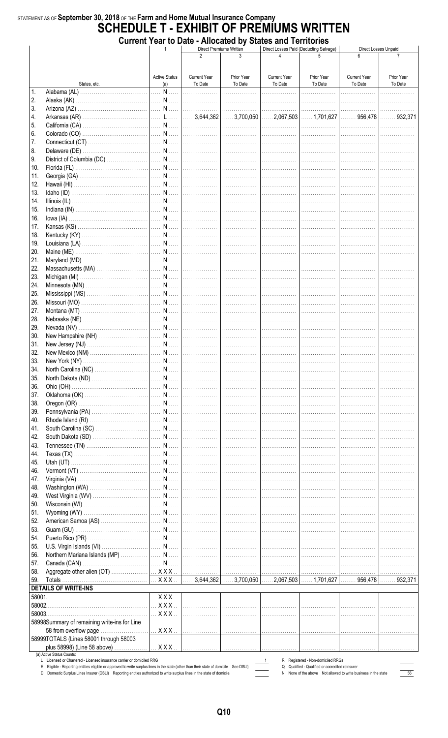STATEMENT AS OF **September 30, 2018** OF THE **Farm and Home Mutual Insurance Company**

# SCHEDULE T - EXHIBIT OF PREMIUMS WRITTEN

## Current Year to Date - Allocated by States and Territories

| | States, etc. | 1<br>Active Status (a) | Direct Premiums Written<br>2<br>Current Year To Date | <br>3<br>Prior Year To Date | Direct Losses Paid (Deducting Salvage)<br>4<br>Current Year To Date | <br>5<br>Prior Year To Date | Direct Losses Unpaid<br>6<br>Current Year To Date | <br>7<br>Prior Year To Date |
|---|---|---|---|---|---|---|---|---|
| 1. | Alabama (AL) | N | | | | | | |
| 2. | Alaska (AK) | N | | | | | | |
| 3. | Arizona (AZ) | N | | | | | | |
| 4. | Arkansas (AR) | L | 3,644,362 | 3,700,050 | 2,067,503 | 1,701,627 | 956,478 | 932,371 |
| 5. | California (CA) | N | | | | | | |
| 6. | Colorado (CO) | N | | | | | | |
| 7. | Connecticut (CT) | N | | | | | | |
| 8. | Delaware (DE) | N | | | | | | |
| 9. | District of Columbia (DC) | N | | | | | | |
| 10. | Florida (FL) | N | | | | | | |
| 11. | Georgia (GA) | N | | | | | | |
| 12. | Hawaii (HI) | N | | | | | | |
| 13. | Idaho (ID) | N | | | | | | |
| 14. | Illinois (IL) | N | | | | | | |
| 15. | Indiana (IN) | N | | | | | | |
| 16. | Iowa (IA) | N | | | | | | |
| 17. | Kansas (KS) | N | | | | | | |
| 18. | Kentucky (KY) | N | | | | | | |
| 19. | Louisiana (LA) | N | | | | | | |
| 20. | Maine (ME) | N | | | | | | |
| 21. | Maryland (MD) | N | | | | | | |
| 22. | Massachusetts (MA) | N | | | | | | |
| 23. | Michigan (MI) | N | | | | | | |
| 24. | Minnesota (MN) | N | | | | | | |
| 25. | Mississippi (MS) | N | | | | | | |
| 26. | Missouri (MO) | N | | | | | | |
| 27. | Montana (MT) | N | | | | | | |
| 28. | Nebraska (NE) | N | | | | | | |
| 29. | Nevada (NV) | N | | | | | | |
| 30. | New Hampshire (NH) | N | | | | | | |
| 31. | New Jersey (NJ) | N | | | | | | |
| 32. | New Mexico (NM) | N | | | | | | |
| 33. | New York (NY) | N | | | | | | |
| 34. | North Carolina (NC) | N | | | | | | |
| 35. | North Dakota (ND) | N | | | | | | |
| 36. | Ohio (OH) | N | | | | | | |
| 37. | Oklahoma (OK) | N | | | | | | |
| 38. | Oregon (OR) | N | | | | | | |
| 39. | Pennsylvania (PA) | N | | | | | | |
| 40. | Rhode Island (RI) | N | | | | | | |
| 41. | South Carolina (SC) | N | | | | | | |
| 42. | South Dakota (SD) | N | | | | | | |
| 43. | Tennessee (TN) | N | | | | | | |
| 44. | Texas (TX) | N | | | | | | |
| 45. | Utah (UT) | N | | | | | | |
| 46. | Vermont (VT) | N | | | | | | |
| 47. | Virginia (VA) | N | | | | | | |
| 48. | Washington (WA) | N | | | | | | |
| 49. | West Virginia (WV) | N | | | | | | |
| 50. | Wisconsin (WI) | N | | | | | | |
| 51. | Wyoming (WY) | N | | | | | | |
| 52. | American Samoa (AS) | N | | | | | | |
| 53. | Guam (GU) | N | | | | | | |
| 54. | Puerto Rico (PR) | N | | | | | | |
| 55. | U.S. Virgin Islands (VI) | N | | | | | | |
| 56. | Northern Mariana Islands (MP) | N | | | | | | |
| 57. | Canada (CAN) | N | | | | | | |
| 58. | Aggregate other alien (OT) | XXX | | | | | | |
| 59. | Totals | XXX | 3,644,362 | 3,700,050 | 2,067,503 | 1,701,627 | 956,478 | 932,371 |
| | **DETAILS OF WRITE-INS** | | | | | | | |
| 58001. | | XXX | | | | | | |
| 58002. | | XXX | | | | | | |
| 58003. | | XXX | | | | | | |
| 58998. | Summary of remaining write-ins for Line 58 from overflow page | XXX | | | | | | |
| 58999. | TOTALS (Lines 58001 through 58003 plus 58998) (Line 58 above) | XXX | | | | | | |

(a) Active Status Counts:

L Licensed or Chartered - Licensed insurance carrier or domiciled RRG ..... 1
R Registered - Non-domiciled RRGs .....
E Eligible - Reporting entities eligible or approved to write surplus lines in the state (other than their state of domicile See DSLI) .....
Q Qualified - Qualified or accredited reinsurer .....
D Domestic Surplus Lines Insurer (DSLI) Reporting entities authorized to write surplus lines in the state of domicile. .....
N None of the above Not allowed to write business in the state ..... 56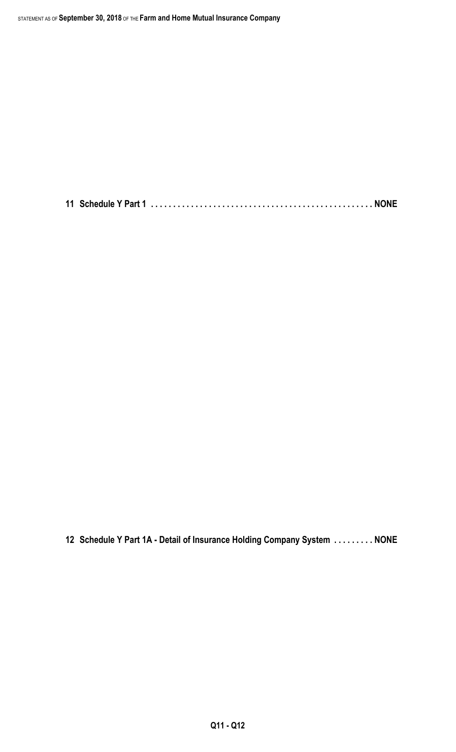**11 Schedule Y Part 1 . . . . . . . . . . . . . . . . . . . . . . . . . . . . . . . . . . . . . . . . . . . . . . . . . NONE**

**12 Schedule Y Part 1A - Detail of Insurance Holding Company System . . . . . . . . . NONE**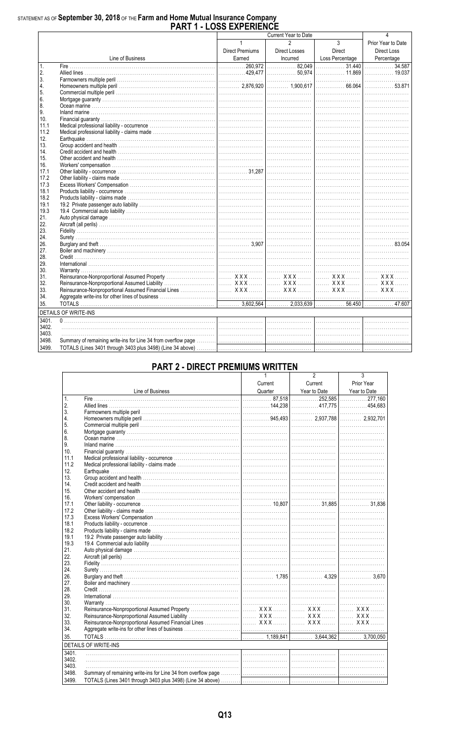STATEMENT AS OF **September 30, 2018** OF THE **Farm and Home Mutual Insurance Company**

# PART 1 - LOSS EXPERIENCE

| | Line of Business | Current Year to Date 1 Direct Premiums Earned | 2 Direct Losses Incurred | 3 Direct Loss Percentage | 4 Prior Year to Date Direct Loss Percentage |
|---|---|---|---|---|---|
| 1. | Fire | 260,972 | 82,049 | 31.440 | 34.587 |
| 2. | Allied lines | 429,477 | 50,974 | 11.869 | 19.037 |
| 3. | Farmowners multiple peril | | | | |
| 4. | Homeowners multiple peril | 2,876,920 | 1,900,617 | 66.064 | 53.871 |
| 5. | Commercial multiple peril | | | | |
| 6. | Mortgage guaranty | | | | |
| 8. | Ocean marine | | | | |
| 9. | Inland marine | | | | |
| 10. | Financial guaranty | | | | |
| 11.1 | Medical professional liability - occurrence | | | | |
| 11.2 | Medical professional liability - claims made | | | | |
| 12. | Earthquake | | | | |
| 13. | Group accident and health | | | | |
| 14. | Credit accident and health | | | | |
| 15. | Other accident and health | | | | |
| 16. | Workers' compensation | | | | |
| 17.1 | Other liability - occurrence | 31,287 | | | |
| 17.2 | Other liability - claims made | | | | |
| 17.3 | Excess Workers' Compensation | | | | |
| 18.1 | Products liability - occurrence | | | | |
| 18.2 | Products liability - claims made | | | | |
| 19.1 | 19.2 Private passenger auto liability | | | | |
| 19.3 | 19.4 Commercial auto liability | | | | |
| 21. | Auto physical damage | | | | |
| 22. | Aircraft (all perils) | | | | |
| 23. | Fidelity | | | | |
| 24. | Surety | | | | |
| 26. | Burglary and theft | 3,907 | | | 83.054 |
| 27. | Boiler and machinery | | | | |
| 28. | Credit | | | | |
| 29. | International | | | | |
| 30. | Warranty | | | | |
| 31. | Reinsurance-Nonproportional Assumed Property | XXX | XXX | XXX | XXX |
| 32. | Reinsurance-Nonproportional Assumed Liability | XXX | XXX | XXX | XXX |
| 33. | Reinsurance-Nonproportional Assumed Financial Lines | XXX | XXX | XXX | XXX |
| 34. | Aggregate write-ins for other lines of business | | | | |
| 35. | TOTALS | 3,602,564 | 2,033,639 | 56.450 | 47.607 |
| | DETAILS OF WRITE-INS | | | | |
| 3401. | 0 | | | | |
| 3402. | | | | | |
| 3403. | | | | | |
| 3498. | Summary of remaining write-ins for Line 34 from overflow page | | | | |
| 3499. | TOTALS (Lines 3401 through 3403 plus 3498) (Line 34 above) | | | | |

# PART 2 - DIRECT PREMIUMS WRITTEN

| | Line of Business | 1 Current Quarter | 2 Current Year to Date | 3 Prior Year Year to Date |
|---|---|---|---|---|
| 1. | Fire | 87,518 | 252,585 | 277,160 |
| 2. | Allied lines | 144,238 | 417,775 | 454,683 |
| 3. | Farmowners multiple peril | | | |
| 4. | Homeowners multiple peril | 945,493 | 2,937,788 | 2,932,701 |
| 5. | Commercial multiple peril | | | |
| 6. | Mortgage guaranty | | | |
| 8. | Ocean marine | | | |
| 9. | Inland marine | | | |
| 10. | Financial guaranty | | | |
| 11.1 | Medical professional liability - occurrence | | | |
| 11.2 | Medical professional liability - claims made | | | |
| 12. | Earthquake | | | |
| 13. | Group accident and health | | | |
| 14. | Credit accident and health | | | |
| 15. | Other accident and health | | | |
| 16. | Workers' compensation | | | |
| 17.1 | Other liability - occurrence | 10,807 | 31,885 | 31,836 |
| 17.2 | Other liability - claims made | | | |
| 17.3 | Excess Workers' Compensation | | | |
| 18.1 | Products liability - occurrence | | | |
| 18.2 | Products liability - claims made | | | |
| 19.1 | 19.2 Private passenger auto liability | | | |
| 19.3 | 19.4 Commercial auto liability | | | |
| 21. | Auto physical damage | | | |
| 22. | Aircraft (all perils) | | | |
| 23. | Fidelity | | | |
| 24. | Surety | | | |
| 26. | Burglary and theft | 1,785 | 4,329 | 3,670 |
| 27. | Boiler and machinery | | | |
| 28. | Credit | | | |
| 29. | International | | | |
| 30. | Warranty | | | |
| 31. | Reinsurance-Nonproportional Assumed Property | XXX | XXX | XXX |
| 32. | Reinsurance-Nonproportional Assumed Liability | XXX | XXX | XXX |
| 33. | Reinsurance-Nonproportional Assumed Financial Lines | XXX | XXX | XXX |
| 34. | Aggregate write-ins for other lines of business | | | |
| 35. | TOTALS | 1,189,841 | 3,644,362 | 3,700,050 |
| | DETAILS OF WRITE-INS | | | |
| 3401. | | | | |
| 3402. | | | | |
| 3403. | | | | |
| 3498. | Summary of remaining write-ins for Line 34 from overflow page | | | |
| 3499. | TOTALS (Lines 3401 through 3403 plus 3498) (Line 34 above) | | | |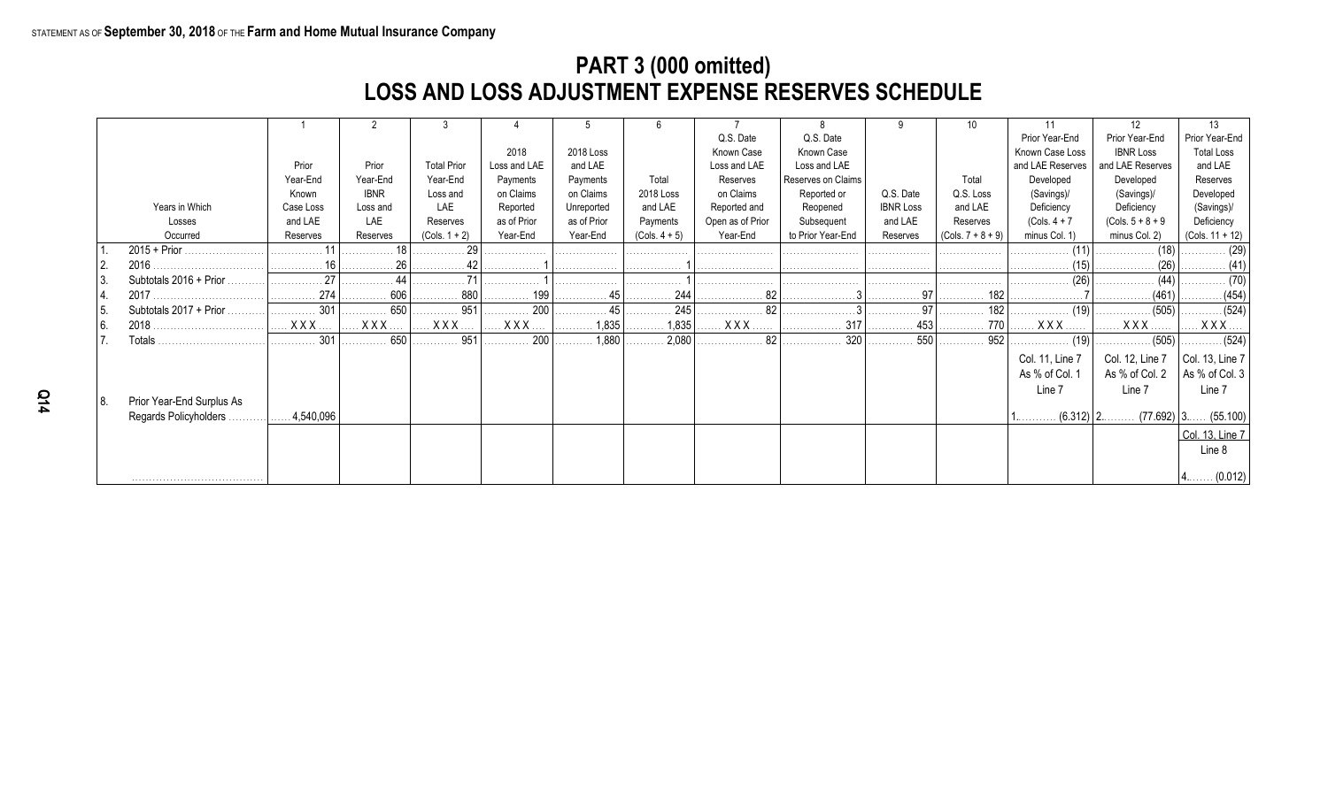STATEMENT AS OF **September 30, 2018** OF THE **Farm and Home Mutual Insurance Company**

# PART 3 (000 omitted)
# LOSS AND LOSS ADJUSTMENT EXPENSE RESERVES SCHEDULE

| | 1 | 2 | 3 | 4 | 5 | 6 | 7 | 8 | 9 | 10 | 11 | 12 | 13 |
|---|---|---|---|---|---|---|---|---|---|---|---|---|---|
| Years in Which Losses Occurred | Prior Year-End Known Case Loss and LAE Reserves | Prior Year-End IBNR Loss and LAE Reserves | Total Prior Year-End Loss and LAE Reserves (Cols. 1 + 2) | 2018 Loss and LAE Payments on Claims Reported as of Prior Year-End | 2018 Loss and LAE Payments on Claims Unreported as of Prior Year-End | Total 2018 Loss and LAE Payments (Cols. 4 + 5) | Q.S. Date Known Case Loss and LAE Reserves on Claims Reported and Open as of Prior Year-End | Q.S. Date Known Case Loss and LAE Reserves on Claims Reported or Reopened Subsequent to Prior Year-End | Q.S. Date IBNR Loss and LAE Reserves | Total Q.S. Loss and LAE Reserves (Cols. 7 + 8 + 9) | Prior Year-End Known Case Loss and LAE Reserves Developed (Savings)/ Deficiency (Cols. 4 + 7 minus Col. 1) | Prior Year-End IBNR Loss and LAE Reserves Developed (Savings)/ Deficiency (Cols. 5 + 8 + 9 minus Col. 2) | Prior Year-End Total Loss and LAE Reserves Developed (Savings)/ Deficiency (Cols. 11 + 12) |
| 1. 2015 + Prior | 11 | 18 | 29 | | | | | | | | (11) | (18) | (29) |
| 2. 2016 | 16 | 26 | 42 | 1 | | 1 | | | | | (15) | (26) | (41) |
| 3. Subtotals 2016 + Prior | 27 | 44 | 71 | 1 | | 1 | | | | | (26) | (44) | (70) |
| 4. 2017 | 274 | 606 | 880 | 199 | 45 | 244 | 82 | 3 | 97 | 182 | 7 | (461) | (454) |
| 5. Subtotals 2017 + Prior | 301 | 650 | 951 | 200 | 45 | 245 | 82 | 3 | 97 | 182 | (19) | (505) | (524) |
| 6. 2018 | XXX | XXX | XXX | XXX | 1,835 | 1,835 | XXX | 317 | 453 | 770 | XXX | XXX | XXX |
| 7. Totals | 301 | 650 | 951 | 200 | 1,880 | 2,080 | 82 | 320 | 550 | 952 | (19) | (505) | (524) |
| | | | | | | | | | | | Col. 11, Line 7 As % of Col. 1 Line 7 | Col. 12, Line 7 As % of Col. 2 Line 7 | Col. 13, Line 7 As % of Col. 3 Line 7 |
| 8. Prior Year-End Surplus As Regards Policyholders | 4,540,096 | | | | | | | | | | 1. (6.312) | 2. (77.692) | 3. (55.100) |
| | | | | | | | | | | | | | Col. 13, Line 7 Line 8 |
| | | | | | | | | | | | | | 4. (0.012) |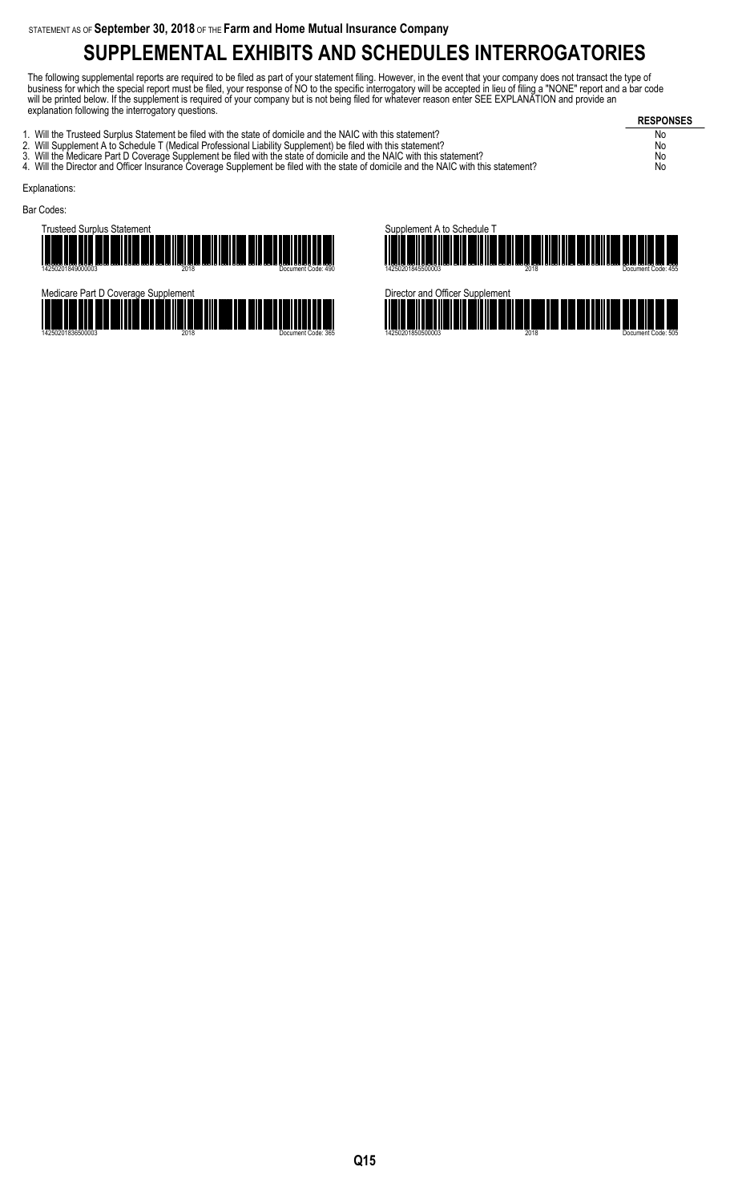STATEMENT AS OF **September 30, 2018** OF THE **Farm and Home Mutual Insurance Company**

# SUPPLEMENTAL EXHIBITS AND SCHEDULES INTERROGATORIES

The following supplemental reports are required to be filed as part of your statement filing. However, in the event that your company does not transact the type of business for which the special report must be filed, your response of NO to the specific interrogatory will be accepted in lieu of filing a "NONE" report and a bar code will be printed below. If the supplement is required of your company but is not being filed for whatever reason enter SEE EXPLANATION and provide an explanation following the interrogatory questions.

| | RESPONSES |
|---|---|
| 1. Will the Trusteed Surplus Statement be filed with the state of domicile and the NAIC with this statement? | No |
| 2. Will Supplement A to Schedule T (Medical Professional Liability Supplement) be filed with this statement? | No |
| 3. Will the Medicare Part D Coverage Supplement be filed with the state of domicile and the NAIC with this statement? | No |
| 4. Will the Director and Officer Insurance Coverage Supplement be filed with the state of domicile and the NAIC with this statement? | No |

Explanations:

Bar Codes:

Trusteed Surplus Statement

14250201849000003 2018 Document Code: 490

Supplement A to Schedule T

14250201845500003 2018 Document Code: 455

Medicare Part D Coverage Supplement

14250201836500003 2018 Document Code: 365

Director and Officer Supplement

14250201850500003 2018 Document Code: 505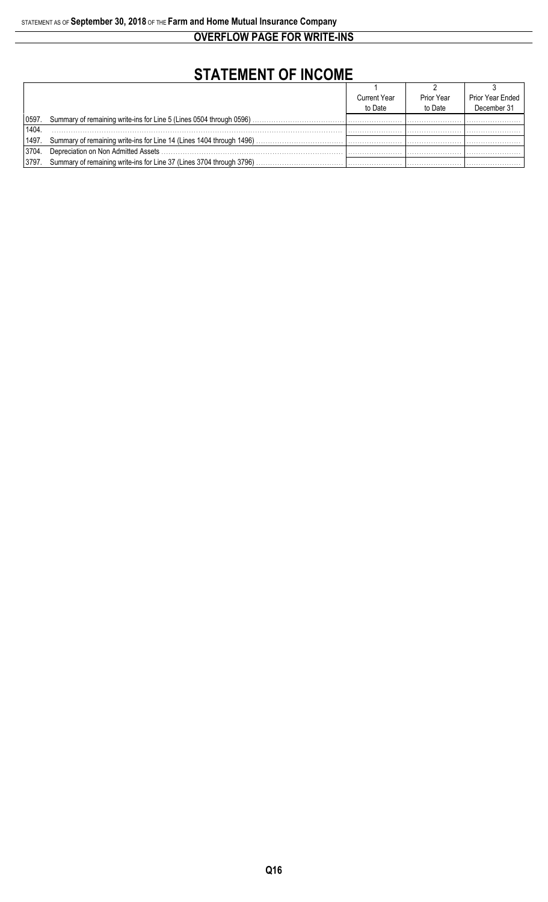STATEMENT AS OF **September 30, 2018** OF THE **Farm and Home Mutual Insurance Company**

## OVERFLOW PAGE FOR WRITE-INS

# STATEMENT OF INCOME

| | | 1<br>Current Year<br>to Date | 2<br>Prior Year<br>to Date | 3<br>Prior Year Ended<br>December 31 |
|---|---|---|---|---|
| 0597. | Summary of remaining write-ins for Line 5 (Lines 0504 through 0596) | | | |
| 1404. | | | | |
| 1497. | Summary of remaining write-ins for Line 14 (Lines 1404 through 1496) | | | |
| 3704. | Depreciation on Non Admitted Assets | | | |
| 3797. | Summary of remaining write-ins for Line 37 (Lines 3704 through 3796) | | | |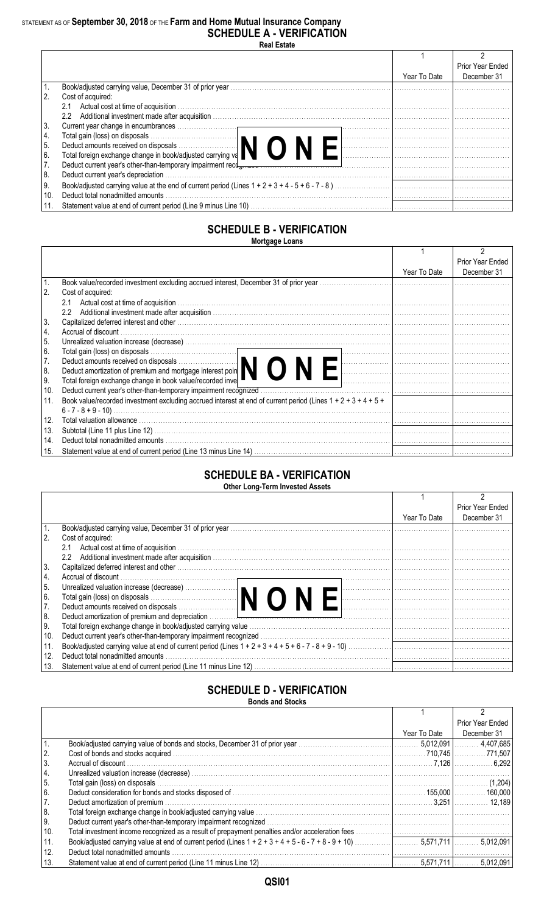STATEMENT AS OF **September 30, 2018** OF THE **Farm and Home Mutual Insurance Company**

## SCHEDULE A - VERIFICATION

**Real Estate**

| | | 1<br>Year To Date | 2<br>Prior Year Ended December 31 |
|---|---|---|---|
| 1. | Book/adjusted carrying value, December 31 of prior year | | |
| 2. | Cost of acquired: | | |
| | 2.1 Actual cost at time of acquisition | | |
| | 2.2 Additional investment made after acquisition | | |
| 3. | Current year change in encumbrances | | |
| 4. | Total gain (loss) on disposals | | |
| 5. | Deduct amounts received on disposals | | |
| 6. | Total foreign exchange change in book/adjusted carrying value | | |
| 7. | Deduct current year's other-than-temporary impairment recognized | | |
| 8. | Deduct current year's depreciation | | |
| 9. | Book/adjusted carrying value at the end of current period (Lines 1 + 2 + 3 + 4 - 5 + 6 - 7 - 8 ) | | |
| 10. | Deduct total nonadmitted amounts | | |
| 11. | Statement value at end of current period (Line 9 minus Line 10) | | |

**NONE**

## SCHEDULE B - VERIFICATION

**Mortgage Loans**

| | | 1<br>Year To Date | 2<br>Prior Year Ended December 31 |
|---|---|---|---|
| 1. | Book value/recorded investment excluding accrued interest, December 31 of prior year | | |
| 2. | Cost of acquired: | | |
| | 2.1 Actual cost at time of acquisition | | |
| | 2.2 Additional investment made after acquisition | | |
| 3. | Capitalized deferred interest and other | | |
| 4. | Accrual of discount | | |
| 5. | Unrealized valuation increase (decrease) | | |
| 6. | Total gain (loss) on disposals | | |
| 7. | Deduct amounts received on disposals | | |
| 8. | Deduct amortization of premium and mortgage interest points and commitment fees | | |
| 9. | Total foreign exchange change in book value/recorded investment excluding accrued interest | | |
| 10. | Deduct current year's other-than-temporary impairment recognized | | |
| 11. | Book value/recorded investment excluding accrued interest at end of current period (Lines 1 + 2 + 3 + 4 + 5 + 6 - 7 - 8 + 9 - 10) | | |
| 12. | Total valuation allowance | | |
| 13. | Subtotal (Line 11 plus Line 12) | | |
| 14. | Deduct total nonadmitted amounts | | |
| 15. | Statement value at end of current period (Line 13 minus Line 14) | | |

**NONE**

## SCHEDULE BA - VERIFICATION

**Other Long-Term Invested Assets**

| | | 1<br>Year To Date | 2<br>Prior Year Ended December 31 |
|---|---|---|---|
| 1. | Book/adjusted carrying value, December 31 of prior year | | |
| 2. | Cost of acquired: | | |
| | 2.1 Actual cost at time of acquisition | | |
| | 2.2 Additional investment made after acquisition | | |
| 3. | Capitalized deferred interest and other | | |
| 4. | Accrual of discount | | |
| 5. | Unrealized valuation increase (decrease) | | |
| 6. | Total gain (loss) on disposals | | |
| 7. | Deduct amounts received on disposals | | |
| 8. | Deduct amortization of premium and depreciation | | |
| 9. | Total foreign exchange change in book/adjusted carrying value | | |
| 10. | Deduct current year's other-than-temporary impairment recognized | | |
| 11. | Book/adjusted carrying value at end of current period (Lines 1 + 2 + 3 + 4 + 5 + 6 - 7 - 8 + 9 - 10) | | |
| 12. | Deduct total nonadmitted amounts | | |
| 13. | Statement value at end of current period (Line 11 minus Line 12) | | |

**NONE**

## SCHEDULE D - VERIFICATION

**Bonds and Stocks**

| | | 1<br>Year To Date | 2<br>Prior Year Ended December 31 |
|---|---|---|---|
| 1. | Book/adjusted carrying value of bonds and stocks, December 31 of prior year | 5,012,091 | 4,407,685 |
| 2. | Cost of bonds and stocks acquired | 710,745 | 771,507 |
| 3. | Accrual of discount | 7,126 | 6,292 |
| 4. | Unrealized valuation increase (decrease) | | |
| 5. | Total gain (loss) on disposals | | (1,204) |
| 6. | Deduct consideration for bonds and stocks disposed of | 155,000 | 160,000 |
| 7. | Deduct amortization of premium | 3,251 | 12,189 |
| 8. | Total foreign exchange change in book/adjusted carrying value | | |
| 9. | Deduct current year's other-than-temporary impairment recognized | | |
| 10. | Total investment income recognized as a result of prepayment penalties and/or acceleration fees | | |
| 11. | Book/adjusted carrying value at end of current period (Lines 1 + 2 + 3 + 4 + 5 - 6 - 7 + 8 - 9 + 10) | 5,571,711 | 5,012,091 |
| 12. | Deduct total nonadmitted amounts | | |
| 13. | Statement value at end of current period (Line 11 minus Line 12) | 5,571,711 | 5,012,091 |

QSI01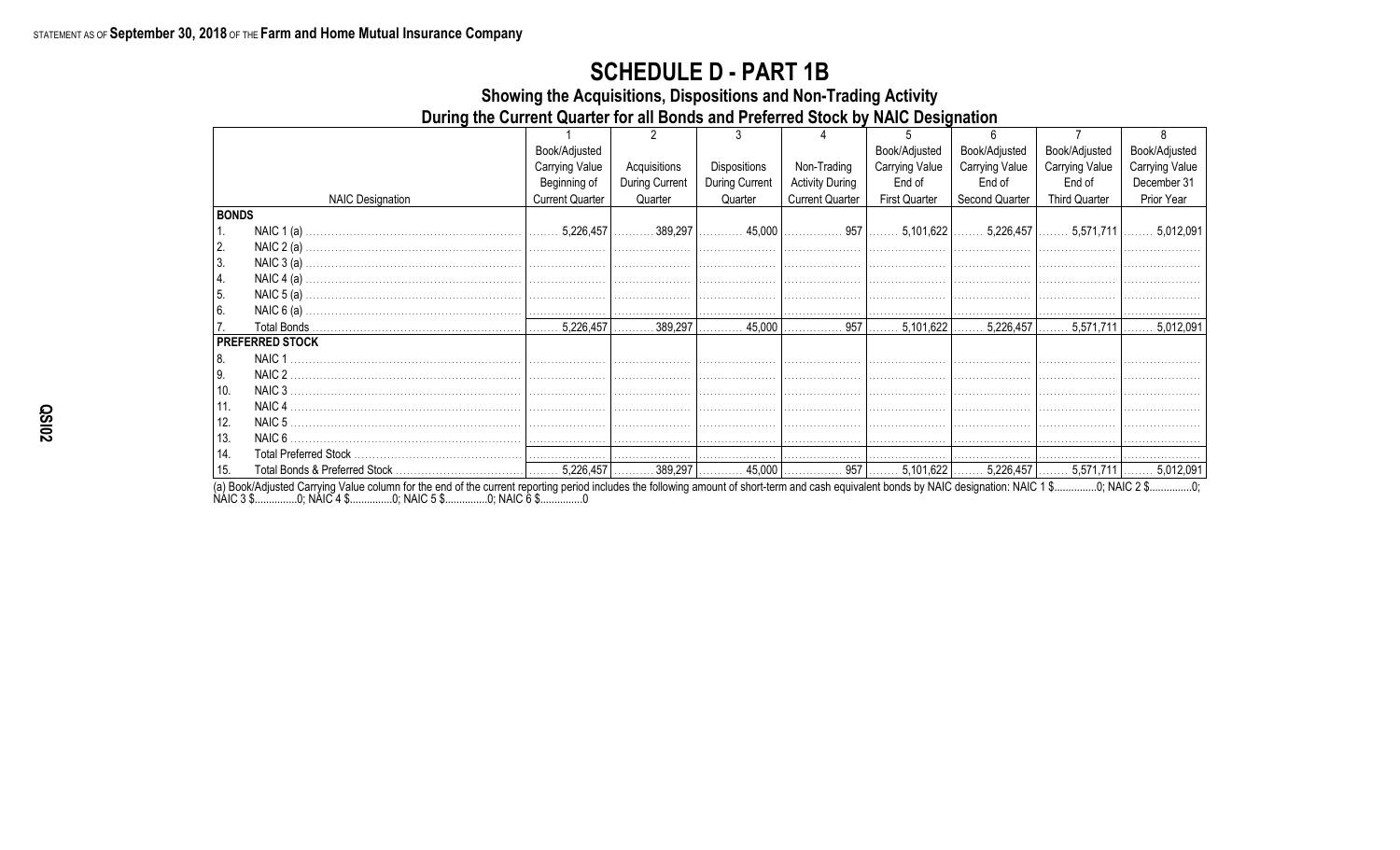STATEMENT AS OF **September 30, 2018** OF THE **Farm and Home Mutual Insurance Company**

# SCHEDULE D - PART 1B

## Showing the Acquisitions, Dispositions and Non-Trading Activity During the Current Quarter for all Bonds and Preferred Stock by NAIC Designation

| NAIC Designation | 1<br>Book/Adjusted Carrying Value Beginning of Current Quarter | 2<br>Acquisitions During Current Quarter | 3<br>Dispositions During Current Quarter | 4<br>Non-Trading Activity During Current Quarter | 5<br>Book/Adjusted Carrying Value End of First Quarter | 6<br>Book/Adjusted Carrying Value End of Second Quarter | 7<br>Book/Adjusted Carrying Value End of Third Quarter | 8<br>Book/Adjusted Carrying Value December 31 Prior Year |
|---|---|---|---|---|---|---|---|---|
| **BONDS** | | | | | | | | |
| 1. NAIC 1 (a) | 5,226,457 | 389,297 | 45,000 | 957 | 5,101,622 | 5,226,457 | 5,571,711 | 5,012,091 |
| 2. NAIC 2 (a) | | | | | | | | |
| 3. NAIC 3 (a) | | | | | | | | |
| 4. NAIC 4 (a) | | | | | | | | |
| 5. NAIC 5 (a) | | | | | | | | |
| 6. NAIC 6 (a) | | | | | | | | |
| 7. Total Bonds | 5,226,457 | 389,297 | 45,000 | 957 | 5,101,622 | 5,226,457 | 5,571,711 | 5,012,091 |
| **PREFERRED STOCK** | | | | | | | | |
| 8. NAIC 1 | | | | | | | | |
| 9. NAIC 2 | | | | | | | | |
| 10. NAIC 3 | | | | | | | | |
| 11. NAIC 4 | | | | | | | | |
| 12. NAIC 5 | | | | | | | | |
| 13. NAIC 6 | | | | | | | | |
| 14. Total Preferred Stock | | | | | | | | |
| 15. Total Bonds & Preferred Stock | 5,226,457 | 389,297 | 45,000 | 957 | 5,101,622 | 5,226,457 | 5,571,711 | 5,012,091 |

(a) Book/Adjusted Carrying Value column for the end of the current reporting period includes the following amount of short-term and cash equivalent bonds by NAIC designation: NAIC 1 $...............0; NAIC 2 $...............0; NAIC 3 $...............0; NAIC 4 $...............0; NAIC 5 $...............0; NAIC 6 $...............0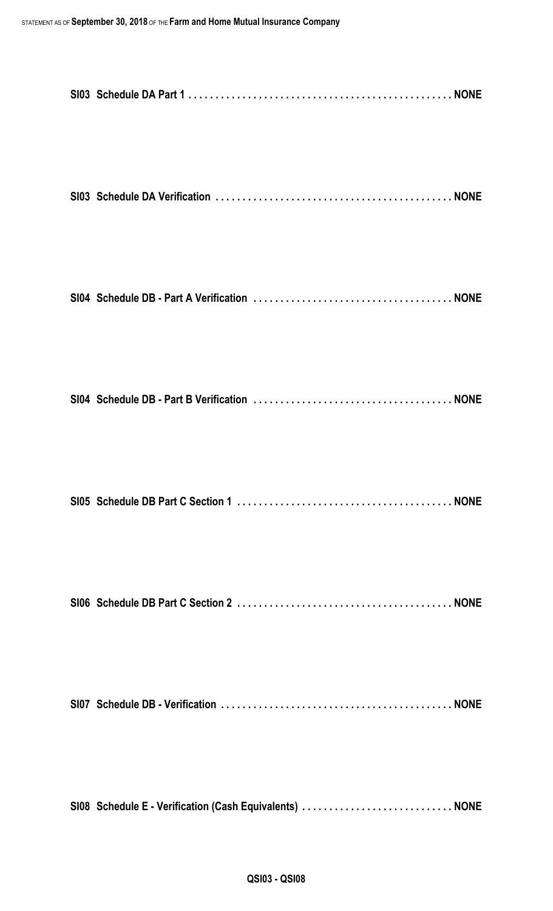**SI03 Schedule DA Part 1 . . . . . . . . . . . . . . . . . . . . . . . . . . . . . . . . . . . . . . . . . . . . . . . . NONE**

**SI03 Schedule DA Verification . . . . . . . . . . . . . . . . . . . . . . . . . . . . . . . . . . . . . . . . . . . NONE**

**SI04 Schedule DB - Part A Verification . . . . . . . . . . . . . . . . . . . . . . . . . . . . . . . . . . . . NONE**

**SI04 Schedule DB - Part B Verification . . . . . . . . . . . . . . . . . . . . . . . . . . . . . . . . . . . . NONE**

**SI05 Schedule DB Part C Section 1 . . . . . . . . . . . . . . . . . . . . . . . . . . . . . . . . . . . . . . . NONE**

**SI06 Schedule DB Part C Section 2 . . . . . . . . . . . . . . . . . . . . . . . . . . . . . . . . . . . . . . . NONE**

**SI07 Schedule DB - Verification . . . . . . . . . . . . . . . . . . . . . . . . . . . . . . . . . . . . . . . . . . NONE**

**SI08 Schedule E - Verification (Cash Equivalents) . . . . . . . . . . . . . . . . . . . . . . . . . . . NONE**

**QSI03 - QSI08**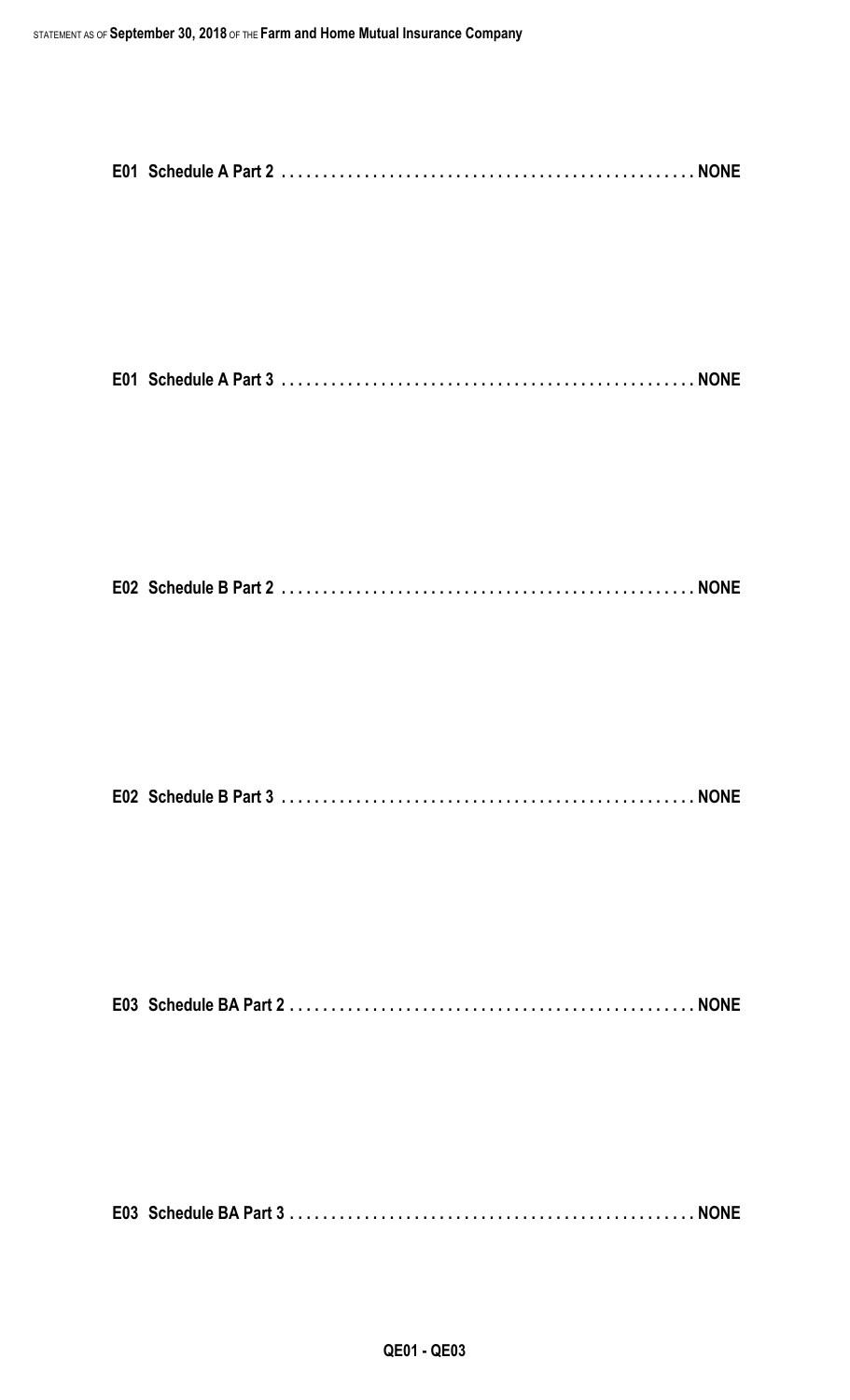**E01 Schedule A Part 2 . . . . . . . . . . . . . . . . . . . . . . . . . . . . . . . . . . . . . . . . . . . . . . . . . NONE**

**E01 Schedule A Part 3 . . . . . . . . . . . . . . . . . . . . . . . . . . . . . . . . . . . . . . . . . . . . . . . . . NONE**

**E02 Schedule B Part 2 . . . . . . . . . . . . . . . . . . . . . . . . . . . . . . . . . . . . . . . . . . . . . . . . . NONE**

**E02 Schedule B Part 3 . . . . . . . . . . . . . . . . . . . . . . . . . . . . . . . . . . . . . . . . . . . . . . . . . NONE**

**E03 Schedule BA Part 2 . . . . . . . . . . . . . . . . . . . . . . . . . . . . . . . . . . . . . . . . . . . . . . . . NONE**

**E03 Schedule BA Part 3 . . . . . . . . . . . . . . . . . . . . . . . . . . . . . . . . . . . . . . . . . . . . . . . . NONE**

**QE01 - QE03**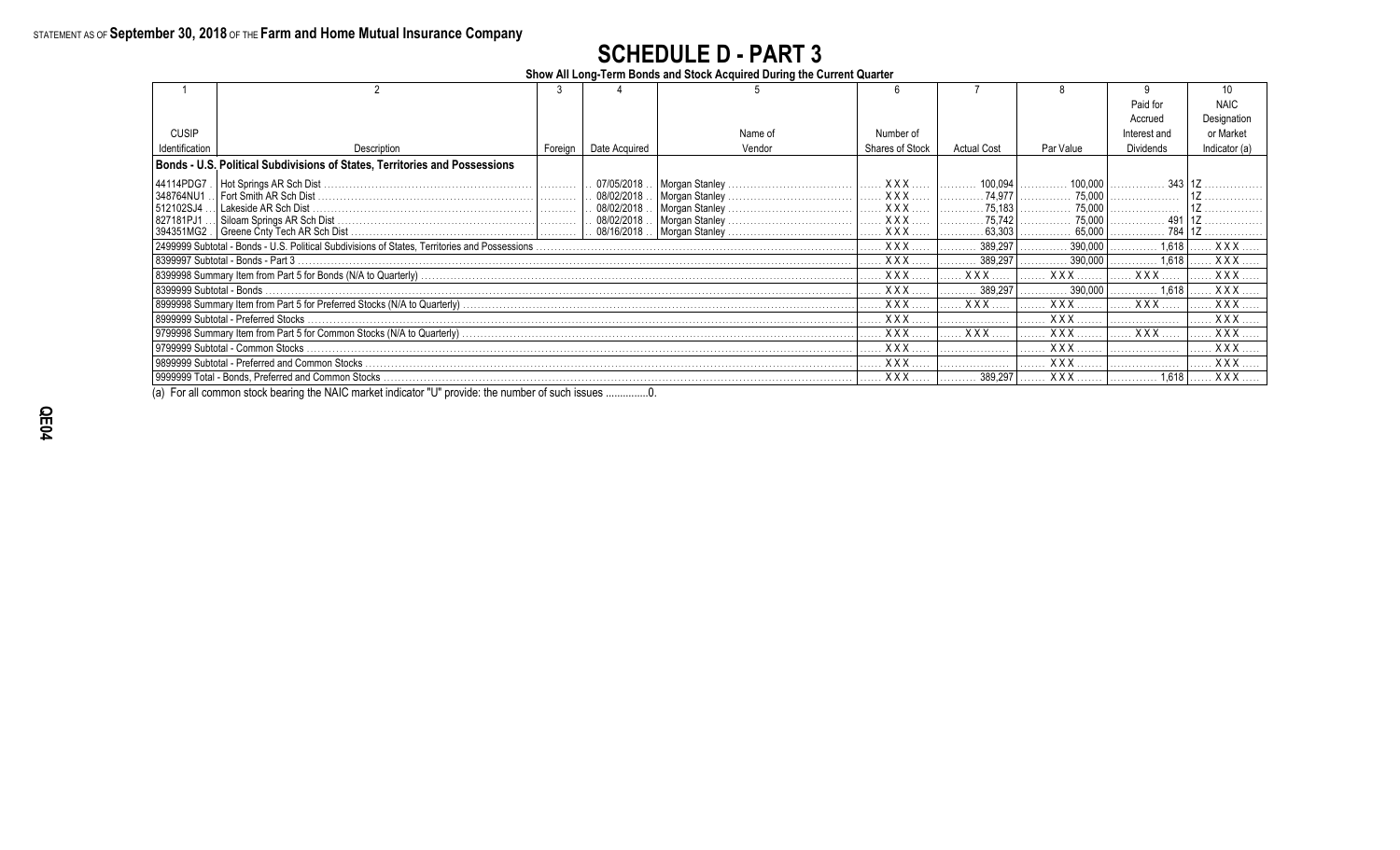STATEMENT AS OF **September 30, 2018** OF THE **Farm and Home Mutual Insurance Company**

# SCHEDULE D - PART 3

**Show All Long-Term Bonds and Stock Acquired During the Current Quarter**

| 1 | 2 | 3 | 4 | 5 | 6 | 7 | 8 | 9 | 10 |
|---|---|---|---|---|---|---|---|---|---|
| CUSIP Identification | Description | Foreign | Date Acquired | Name of Vendor | Number of Shares of Stock | Actual Cost | Par Value | Paid for Accrued Interest and Dividends | NAIC Designation or Market Indicator (a) |
| **Bonds - U.S. Political Subdivisions of States, Territories and Possessions** | | | | | | | | | |
| 44114PDG7 | Hot Springs AR Sch Dist | | 07/05/2018 | Morgan Stanley | XXX | 100,094 | 100,000 | 343 | 1Z |
| 348764NU1 | Fort Smith AR Sch Dist | | 08/02/2018 | Morgan Stanley | XXX | 74,977 | 75,000 | | 1Z |
| 512102SJ4 | Lakeside AR Sch Dist | | 08/02/2018 | Morgan Stanley | XXX | 75,183 | 75,000 | | 1Z |
| 827181PJ1 | Siloam Springs AR Sch Dist | | 08/02/2018 | Morgan Stanley | XXX | 75,742 | 75,000 | 491 | 1Z |
| 394351MG2 | Greene Cnty Tech AR Sch Dist | | 08/16/2018 | Morgan Stanley | XXX | 63,303 | 65,000 | 784 | 1Z |
| 2499999 Subtotal - Bonds - U.S. Political Subdivisions of States, Territories and Possessions | | | | | XXX | 389,297 | 390,000 | 1,618 | XXX |
| 8399997 Subtotal - Bonds - Part 3 | | | | | XXX | 389,297 | 390,000 | 1,618 | XXX |
| 8399998 Summary Item from Part 5 for Bonds (N/A to Quarterly) | | | | | XXX | XXX | XXX | XXX | XXX |
| 8399999 Subtotal - Bonds | | | | | XXX | 389,297 | 390,000 | 1,618 | XXX |
| 8999998 Summary Item from Part 5 for Preferred Stocks (N/A to Quarterly) | | | | | XXX | XXX | XXX | XXX | XXX |
| 8999999 Subtotal - Preferred Stocks | | | | | XXX | | XXX | | XXX |
| 9799998 Summary Item from Part 5 for Common Stocks (N/A to Quarterly) | | | | | XXX | XXX | XXX | XXX | XXX |
| 9799999 Subtotal - Common Stocks | | | | | XXX | | XXX | | XXX |
| 9899999 Subtotal - Preferred and Common Stocks | | | | | XXX | | XXX | | XXX |
| 9999999 Total - Bonds, Preferred and Common Stocks | | | | | XXX | 389,297 | XXX | 1,618 | XXX |

(a) For all common stock bearing the NAIC market indicator "U" provide: the number of such issues ...............0.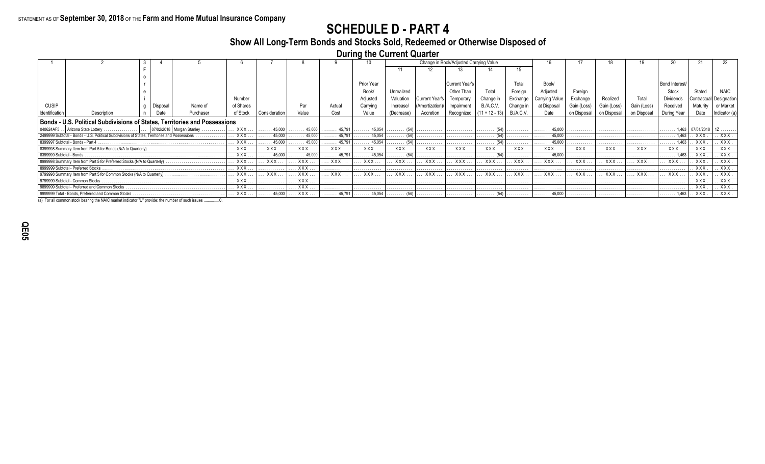STATEMENT AS OF **September 30, 2018** OF THE **Farm and Home Mutual Insurance Company**

# SCHEDULE D - PART 4

## Show All Long-Term Bonds and Stocks Sold, Redeemed or Otherwise Disposed of During the Current Quarter

| 1 | 2 | 3 | 4 | 5 | 6 | 7 | 8 | 9 | 10 | Change in Book/Adjusted Carrying Value | | | | | 16 | 17 | 18 | 19 | 20 | 21 | 22 |
|---|---|---|---|---|---|---|---|---|---|---|---|---|---|---|---|---|---|---|---|---|---|
| | | | | | | | | | | 11 | 12 | 13 | 14 | 15 | | | | | | | |
| CUSIP Identification | Description | Foreign | Disposal Date | Name of Purchaser | Number of Shares of Stock | Consideration | Par Value | Actual Cost | Prior Year Book/ Adjusted Carrying Value | Unrealized Valuation Increase/ (Decrease) | Current Year's (Amortization)/ Accretion | Current Year's Other Than Temporary Impairment Recognized | Total Change in B./A.C.V. (11 + 12 - 13) | Total Foreign Exchange Change in B./A.C.V. | Book/ Adjusted Carrying Value at Disposal Date | Foreign Exchange Gain (Loss) on Disposal | Realized Gain (Loss) on Disposal | Total Gain (Loss) on Disposal | Bond Interest/ Stock Dividends Received During Year | Stated Contractual Maturity Date | NAIC Designation or Market Indicator (a) |
| **Bonds - U.S. Political Subdivisions of States, Territories and Possessions** | | | | | | | | | | | | | | | | | | | | | |
| 040624AF5 | Arizona State Lottery | | 07/02/2018 | Morgan Stanley | XXX | 45,000 | 45,000 | 45,791 | 45,054 | (54) | | | (54) | | 45,000 | | | | 1,463 | 07/01/2018 | 1Z |
| 2499999 Subtotal - Bonds - U.S. Political Subdivisions of States, Territories and Possessions | | | | | XXX | 45,000 | 45,000 | 45,791 | 45,054 | (54) | | | (54) | | 45,000 | | | | 1,463 | XXX | XXX |
| 8399997 Subtotal - Bonds - Part 4 | | | | | XXX | 45,000 | 45,000 | 45,791 | 45,054 | (54) | | | (54) | | 45,000 | | | | 1,463 | XXX | XXX |
| 8399998 Summary Item from Part 5 for Bonds (N/A to Quarterly) | | | | | XXX | XXX | XXX | XXX | XXX | XXX | XXX | XXX | XXX | XXX | XXX | XXX | XXX | XXX | XXX | XXX | XXX |
| 8399999 Subtotal - Bonds | | | | | XXX | 45,000 | 45,000 | 45,791 | 45,054 | (54) | | | (54) | | 45,000 | | | | 1,463 | XXX | XXX |
| 8999998 Summary Item from Part 5 for Preferred Stocks (N/A to Quarterly) | | | | | XXX | XXX | XXX | XXX | XXX | XXX | XXX | XXX | XXX | XXX | XXX | XXX | XXX | XXX | XXX | XXX | XXX |
| 8999999 Subtotal - Preferred Stocks | | | | | XXX | | XXX | | | | | | | | | | | | | XXX | XXX |
| 9799998 Summary Item from Part 5 for Common Stocks (N/A to Quarterly) | | | | | XXX | XXX | XXX | XXX | XXX | XXX | XXX | XXX | XXX | XXX | XXX | XXX | XXX | XXX | XXX | XXX | XXX |
| 9799999 Subtotal - Common Stocks | | | | | XXX | | XXX | | | | | | | | | | | | | XXX | XXX |
| 9899999 Subtotal - Preferred and Common Stocks | | | | | XXX | | XXX | | | | | | | | | | | | | XXX | XXX |
| 9999999 Total - Bonds, Preferred and Common Stocks | | | | | XXX | 45,000 | XXX | 45,791 | 45,054 | (54) | | | (54) | | 45,000 | | | | 1,463 | XXX | XXX |

(a) For all common stock bearing the NAIC market indicator "U" provide: the number of such issues ..............0.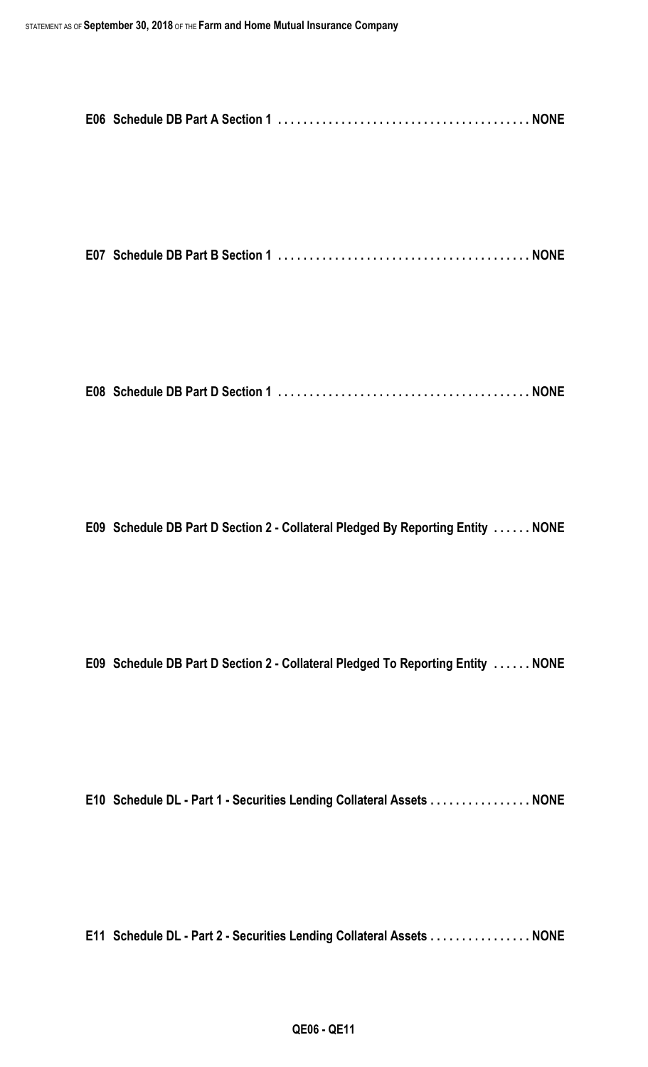**E06 Schedule DB Part A Section 1 . . . . . . . . . . . . . . . . . . . . . . . . . . . . . . . . . . . . . . . NONE**

**E07 Schedule DB Part B Section 1 . . . . . . . . . . . . . . . . . . . . . . . . . . . . . . . . . . . . . . . NONE**

**E08 Schedule DB Part D Section 1 . . . . . . . . . . . . . . . . . . . . . . . . . . . . . . . . . . . . . . . NONE**

**E09 Schedule DB Part D Section 2 - Collateral Pledged By Reporting Entity . . . . . . NONE**

**E09 Schedule DB Part D Section 2 - Collateral Pledged To Reporting Entity . . . . . . NONE**

**E10 Schedule DL - Part 1 - Securities Lending Collateral Assets . . . . . . . . . . . . . . . . NONE**

**E11 Schedule DL - Part 2 - Securities Lending Collateral Assets . . . . . . . . . . . . . . . . NONE**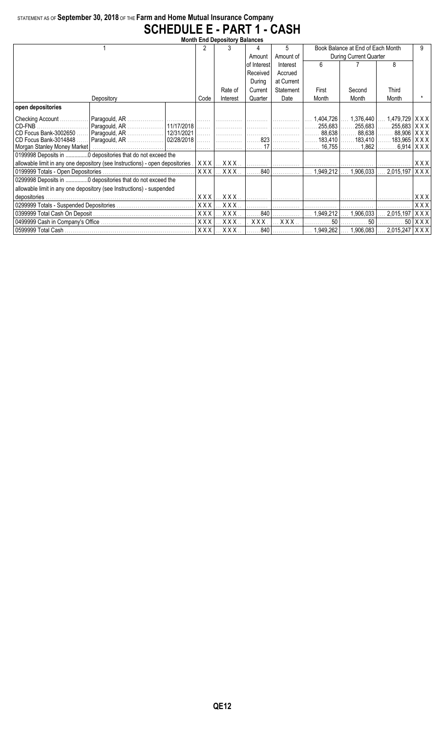STATEMENT AS OF **September 30, 2018** OF THE **Farm and Home Mutual Insurance Company**

# SCHEDULE E - PART 1 - CASH

**Month End Depository Balances**

| 1 | | | 2 | 3 | 4 | 5 | Book Balance at End of Each Month During Current Quarter | | | 9 |
|---|---|---|---|---|---|---|---|---|---|---|
| | | | | | Amount of Interest Received During Current Quarter | Amount of Interest Accrued at Current Statement Date | 6 | 7 | 8 | |
| Depository | | | Code | Rate of Interest | | | First Month | Second Month | Third Month | * |
| **open depositories** | | | | | | | | | | |
| Checking Account | Paragould, AR | | | | | | 1,404,726 | 1,376,440 | 1,479,729 | XXX |
| CD-FNB | Paragould, AR | 11/17/2018 | | | | | 255,683 | 255,683 | 255,683 | XXX |
| CD Focus Bank-3002650 | Paragould, AR | 12/31/2021 | | | | | 88,638 | 88,638 | 88,906 | XXX |
| CD Focus Bank-3014848 | Paragould, AR | 02/28/2018 | | | 823 | | 183,410 | 183,410 | 183,965 | XXX |
| Morgan Stanley Money Market | | | | | 17 | | 16,755 | 1,862 | 6,914 | XXX |
| 0199998 Deposits in ..............0 depositories that do not exceed the allowable limit in any one depository (see Instructions) - open depositories | | | XXX | XXX | | | | | | XXX |
| 0199999 Totals - Open Depositories | | | XXX | XXX | 840 | | 1,949,212 | 1,906,033 | 2,015,197 | XXX |
| 0299998 Deposits in ..............0 depositories that do not exceed the allowable limit in any one depository (see Instructions) - suspended depositories | | | XXX | XXX | | | | | | XXX |
| 0299999 Totals - Suspended Depositories | | | XXX | XXX | | | | | | XXX |
| 0399999 Total Cash On Deposit | | | XXX | XXX | 840 | | 1,949,212 | 1,906,033 | 2,015,197 | XXX |
| 0499999 Cash in Company's Office | | | XXX | XXX | XXX | XXX | 50 | 50 | 50 | XXX |
| 0599999 Total Cash | | | XXX | XXX | 840 | | 1,949,262 | 1,906,083 | 2,015,247 | XXX |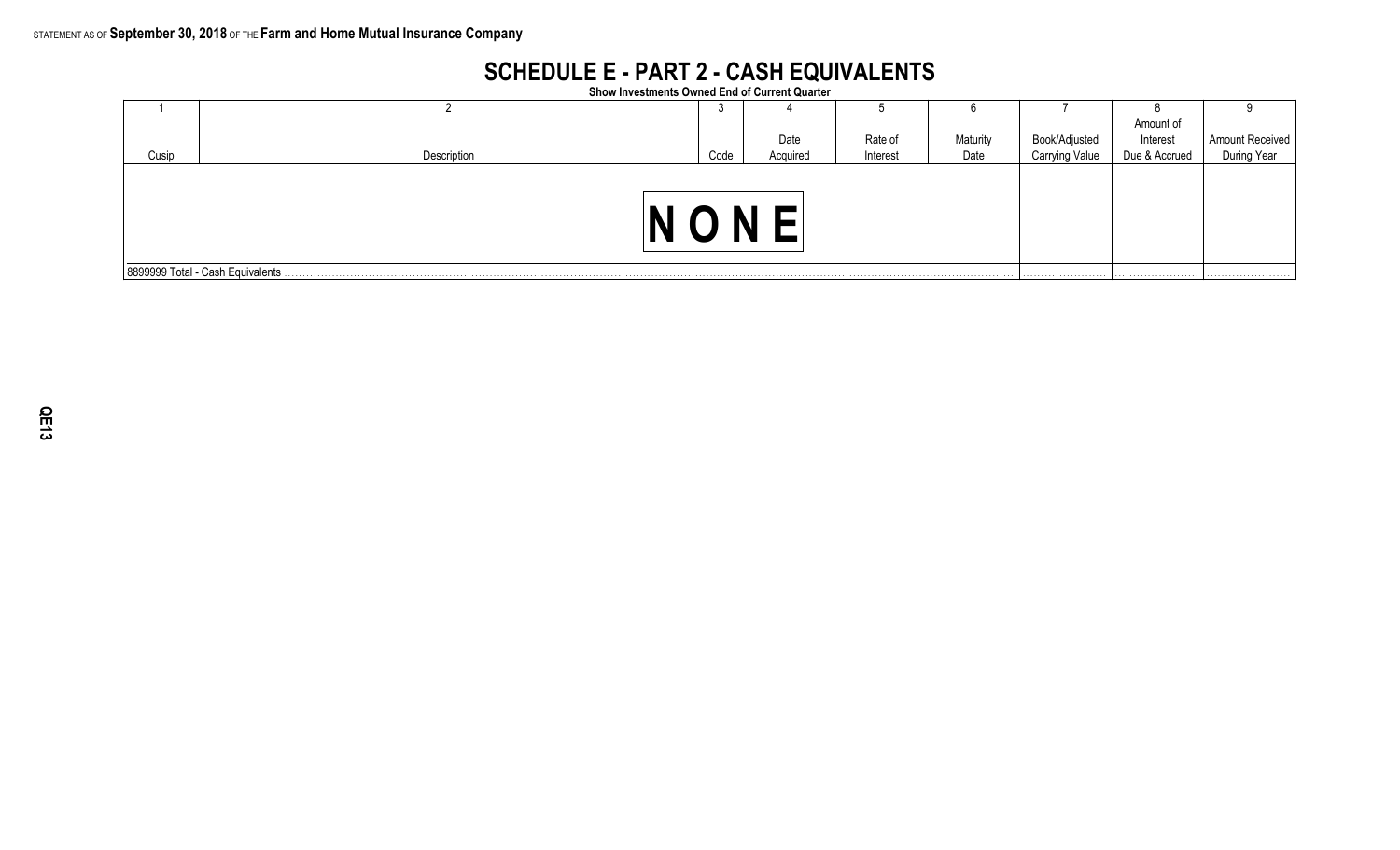STATEMENT AS OF **September 30, 2018** OF THE **Farm and Home Mutual Insurance Company**

# SCHEDULE E - PART 2 - CASH EQUIVALENTS

**Show Investments Owned End of Current Quarter**

| 1 | 2 | 3 | 4 | 5 | 6 | 7 | 8 | 9 |
|---|---|---|---|---|---|---|---|---|
| Cusip | Description | Code | Date Acquired | Rate of Interest | Maturity Date | Book/Adjusted Carrying Value | Amount of Interest Due & Accrued | Amount Received During Year |
| | NONE | | | | | | | |
| 8899999 Total - Cash Equivalents | | | | | | | | |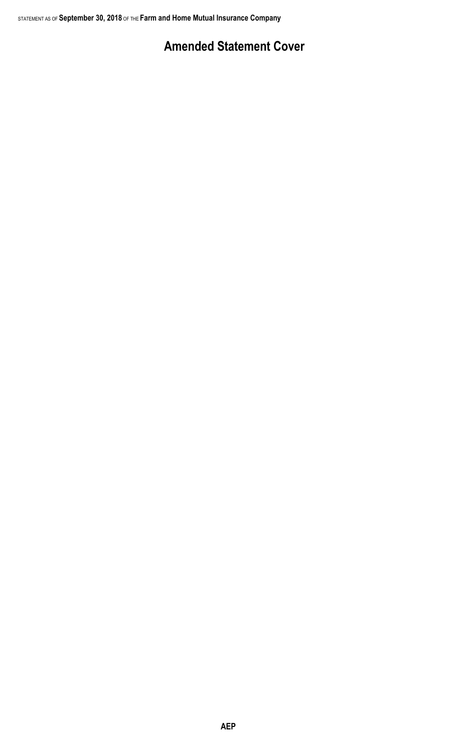# Amended Statement Cover

AEP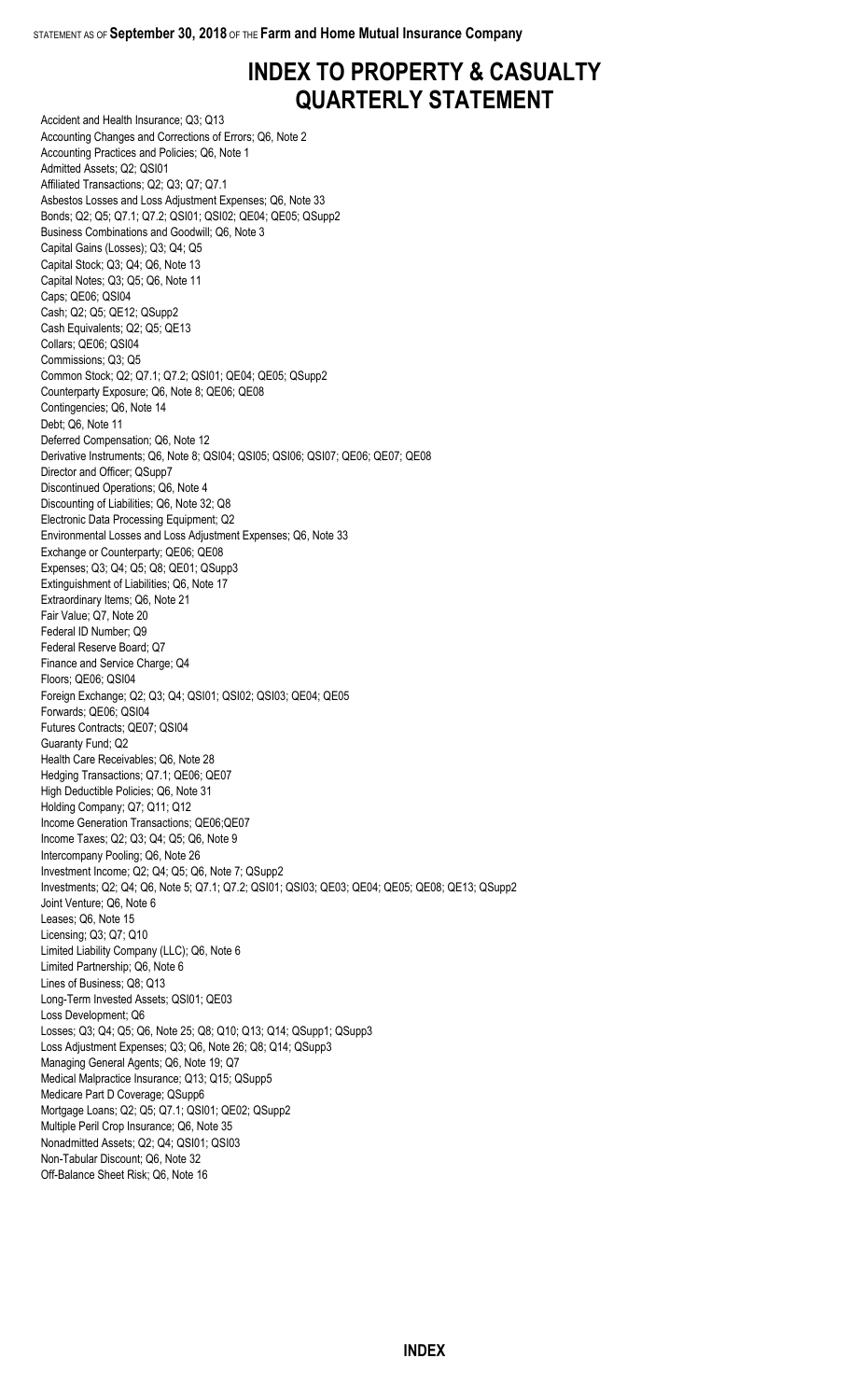# INDEX TO PROPERTY & CASUALTY QUARTERLY STATEMENT

Accident and Health Insurance; Q3; Q13
Accounting Changes and Corrections of Errors; Q6, Note 2
Accounting Practices and Policies; Q6, Note 1
Admitted Assets; Q2; QSI01
Affiliated Transactions; Q2; Q3; Q7; Q7.1
Asbestos Losses and Loss Adjustment Expenses; Q6, Note 33
Bonds; Q2; Q5; Q7.1; Q7.2; QSI01; QSI02; QE04; QE05; QSupp2
Business Combinations and Goodwill; Q6, Note 3
Capital Gains (Losses); Q3; Q4; Q5
Capital Stock; Q3; Q4; Q6, Note 13
Capital Notes; Q3; Q5; Q6, Note 11
Caps; QE06; QSI04
Cash; Q2; Q5; QE12; QSupp2
Cash Equivalents; Q2; Q5; QE13
Collars; QE06; QSI04
Commissions; Q3; Q5
Common Stock; Q2; Q7.1; Q7.2; QSI01; QE04; QE05; QSupp2
Counterparty Exposure; Q6, Note 8; QE06; QE08
Contingencies; Q6, Note 14
Debt; Q6, Note 11
Deferred Compensation; Q6, Note 12
Derivative Instruments; Q6, Note 8; QSI04; QSI05; QSI06; QSI07; QE06; QE07; QE08
Director and Officer; QSupp7
Discontinued Operations; Q6, Note 4
Discounting of Liabilities; Q6, Note 32; Q8
Electronic Data Processing Equipment; Q2
Environmental Losses and Loss Adjustment Expenses; Q6, Note 33
Exchange or Counterparty; QE06; QE08
Expenses; Q3; Q4; Q5; Q8; QE01; QSupp3
Extinguishment of Liabilities; Q6, Note 17
Extraordinary Items; Q6, Note 21
Fair Value; Q7, Note 20
Federal ID Number; Q9
Federal Reserve Board; Q7
Finance and Service Charge; Q4
Floors; QE06; QSI04
Foreign Exchange; Q2; Q3; Q4; QSI01; QSI02; QSI03; QE04; QE05
Forwards; QE06; QSI04
Futures Contracts; QE07; QSI04
Guaranty Fund; Q2
Health Care Receivables; Q6, Note 28
Hedging Transactions; Q7.1; QE06; QE07
High Deductible Policies; Q6, Note 31
Holding Company; Q7; Q11; Q12
Income Generation Transactions; QE06;QE07
Income Taxes; Q2; Q3; Q4; Q5; Q6, Note 9
Intercompany Pooling; Q6, Note 26
Investment Income; Q2; Q4; Q5; Q6, Note 7; QSupp2
Investments; Q2; Q4; Q6, Note 5; Q7.1; Q7.2; QSI01; QSI03; QE03; QE04; QE05; QE08; QE13; QSupp2
Joint Venture; Q6, Note 6
Leases; Q6, Note 15
Licensing; Q3; Q7; Q10
Limited Liability Company (LLC); Q6, Note 6
Limited Partnership; Q6, Note 6
Lines of Business; Q8; Q13
Long-Term Invested Assets; QSI01; QE03
Loss Development; Q6
Losses; Q3; Q4; Q5; Q6, Note 25; Q8; Q10; Q13; Q14; QSupp1; QSupp3
Loss Adjustment Expenses; Q3; Q6, Note 26; Q8; Q14; QSupp3
Managing General Agents; Q6, Note 19; Q7
Medical Malpractice Insurance; Q13; Q15; QSupp5
Medicare Part D Coverage; QSupp6
Mortgage Loans; Q2; Q5; Q7.1; QSI01; QE02; QSupp2
Multiple Peril Crop Insurance; Q6, Note 35
Nonadmitted Assets; Q2; Q4; QSI01; QSI03
Non-Tabular Discount; Q6, Note 32
Off-Balance Sheet Risk; Q6, Note 16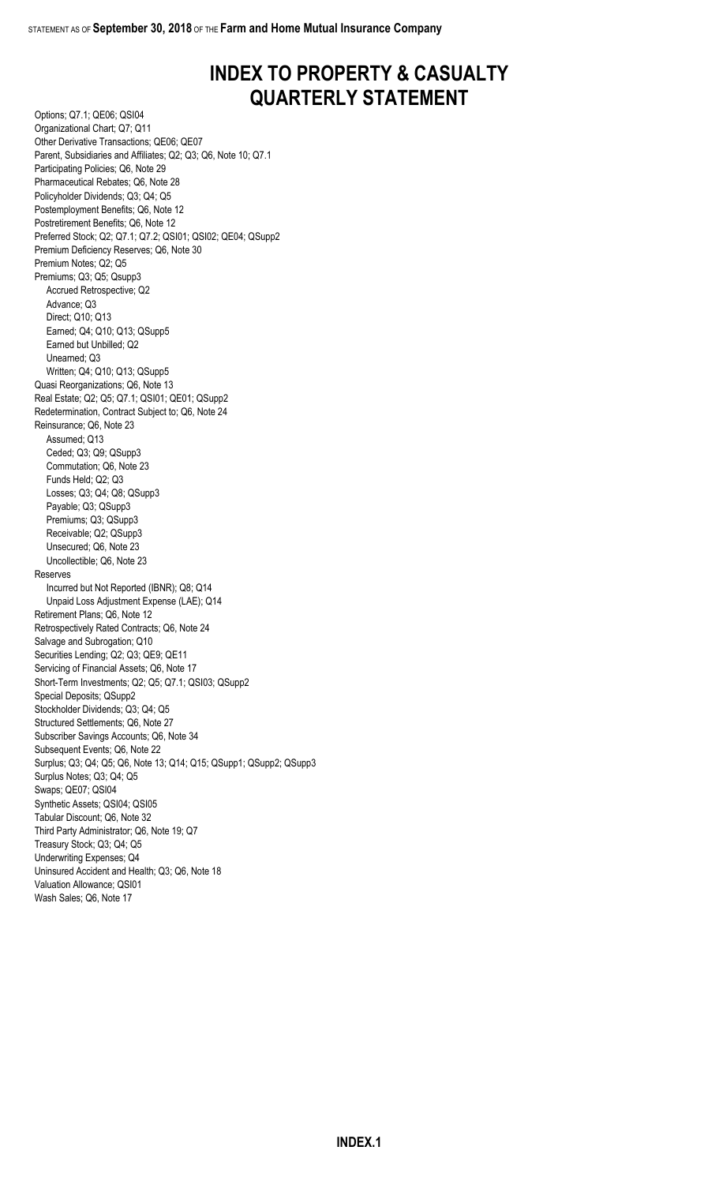# INDEX TO PROPERTY & CASUALTY QUARTERLY STATEMENT

Options; Q7.1; QE06; QSI04
Organizational Chart; Q7; Q11
Other Derivative Transactions; QE06; QE07
Parent, Subsidiaries and Affiliates; Q2; Q3; Q6, Note 10; Q7.1
Participating Policies; Q6, Note 29
Pharmaceutical Rebates; Q6, Note 28
Policyholder Dividends; Q3; Q4; Q5
Postemployment Benefits; Q6, Note 12
Postretirement Benefits; Q6, Note 12
Preferred Stock; Q2; Q7.1; Q7.2; QSI01; QSI02; QE04; QSupp2
Premium Deficiency Reserves; Q6, Note 30
Premium Notes; Q2; Q5
Premiums; Q3; Q5; Qsupp3
- Accrued Retrospective; Q2
- Advance; Q3
- Direct; Q10; Q13
- Earned; Q4; Q10; Q13; QSupp5
- Earned but Unbilled; Q2
- Unearned; Q3
- Written; Q4; Q10; Q13; QSupp5

Quasi Reorganizations; Q6, Note 13
Real Estate; Q2; Q5; Q7.1; QSI01; QE01; QSupp2
Redetermination, Contract Subject to; Q6, Note 24
Reinsurance; Q6, Note 23
- Assumed; Q13
- Ceded; Q3; Q9; QSupp3
- Commutation; Q6, Note 23
- Funds Held; Q2; Q3
- Losses; Q3; Q4; Q8; QSupp3
- Payable; Q3; QSupp3
- Premiums; Q3; QSupp3
- Receivable; Q2; QSupp3
- Unsecured; Q6, Note 23
- Uncollectible; Q6, Note 23

Reserves
- Incurred but Not Reported (IBNR); Q8; Q14
- Unpaid Loss Adjustment Expense (LAE); Q14

Retirement Plans; Q6, Note 12
Retrospectively Rated Contracts; Q6, Note 24
Salvage and Subrogation; Q10
Securities Lending; Q2; Q3; QE9; QE11
Servicing of Financial Assets; Q6, Note 17
Short-Term Investments; Q2; Q5; Q7.1; QSI03; QSupp2
Special Deposits; QSupp2
Stockholder Dividends; Q3; Q4; Q5
Structured Settlements; Q6, Note 27
Subscriber Savings Accounts; Q6, Note 34
Subsequent Events; Q6, Note 22
Surplus; Q3; Q4; Q5; Q6, Note 13; Q14; Q15; QSupp1; QSupp2; QSupp3
Surplus Notes; Q3; Q4; Q5
Swaps; QE07; QSI04
Synthetic Assets; QSI04; QSI05
Tabular Discount; Q6, Note 32
Third Party Administrator; Q6, Note 19; Q7
Treasury Stock; Q3; Q4; Q5
Underwriting Expenses; Q4
Uninsured Accident and Health; Q3; Q6, Note 18
Valuation Allowance; QSI01
Wash Sales; Q6, Note 17